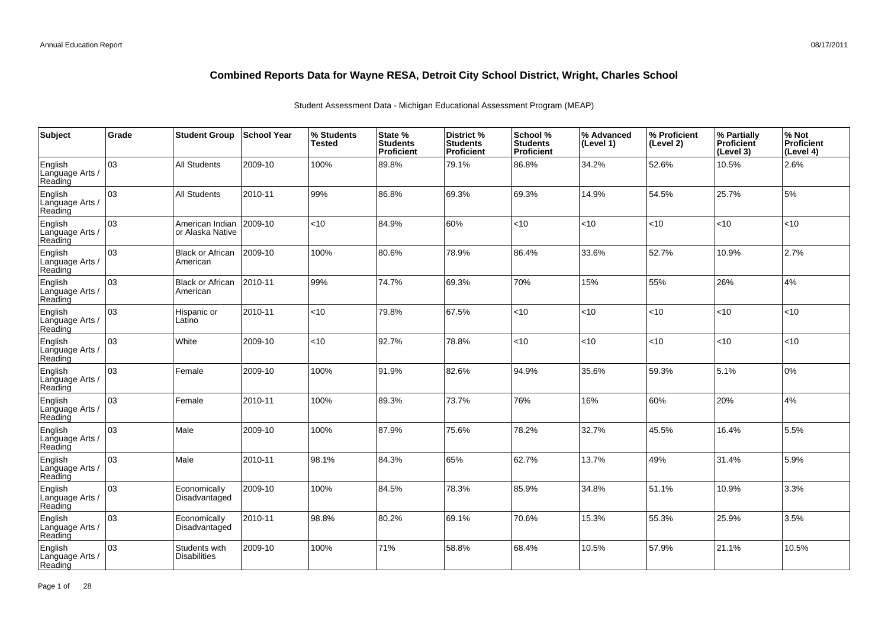# Combined Reports Data for Wayne RESA, Detroit City School District, Wright, Charles School

Student Assessment Data - Michigan Educational Assessment Program (MEAP)

| Subject | Grade | Student Group | School Year | % Students Tested | State % Students Proficient | District % Students Proficient | School % Students Proficient | % Advanced (Level 1) | % Proficient (Level 2) | % Partially Proficient (Level 3) | % Not Proficient (Level 4) |
|---|---|---|---|---|---|---|---|---|---|---|---|
| English Language Arts / Reading | 03 | All Students | 2009-10 | 100% | 89.8% | 79.1% | 86.8% | 34.2% | 52.6% | 10.5% | 2.6% |
| English Language Arts / Reading | 03 | All Students | 2010-11 | 99% | 86.8% | 69.3% | 69.3% | 14.9% | 54.5% | 25.7% | 5% |
| English Language Arts / Reading | 03 | American Indian or Alaska Native | 2009-10 | <10 | 84.9% | 60% | <10 | <10 | <10 | <10 | <10 |
| English Language Arts / Reading | 03 | Black or African American | 2009-10 | 100% | 80.6% | 78.9% | 86.4% | 33.6% | 52.7% | 10.9% | 2.7% |
| English Language Arts / Reading | 03 | Black or African American | 2010-11 | 99% | 74.7% | 69.3% | 70% | 15% | 55% | 26% | 4% |
| English Language Arts / Reading | 03 | Hispanic or Latino | 2010-11 | <10 | 79.8% | 67.5% | <10 | <10 | <10 | <10 | <10 |
| English Language Arts / Reading | 03 | White | 2009-10 | <10 | 92.7% | 78.8% | <10 | <10 | <10 | <10 | <10 |
| English Language Arts / Reading | 03 | Female | 2009-10 | 100% | 91.9% | 82.6% | 94.9% | 35.6% | 59.3% | 5.1% | 0% |
| English Language Arts / Reading | 03 | Female | 2010-11 | 100% | 89.3% | 73.7% | 76% | 16% | 60% | 20% | 4% |
| English Language Arts / Reading | 03 | Male | 2009-10 | 100% | 87.9% | 75.6% | 78.2% | 32.7% | 45.5% | 16.4% | 5.5% |
| English Language Arts / Reading | 03 | Male | 2010-11 | 98.1% | 84.3% | 65% | 62.7% | 13.7% | 49% | 31.4% | 5.9% |
| English Language Arts / Reading | 03 | Economically Disadvantaged | 2009-10 | 100% | 84.5% | 78.3% | 85.9% | 34.8% | 51.1% | 10.9% | 3.3% |
| English Language Arts / Reading | 03 | Economically Disadvantaged | 2010-11 | 98.8% | 80.2% | 69.1% | 70.6% | 15.3% | 55.3% | 25.9% | 3.5% |
| English Language Arts / Reading | 03 | Students with Disabilities | 2009-10 | 100% | 71% | 58.8% | 68.4% | 10.5% | 57.9% | 21.1% | 10.5% |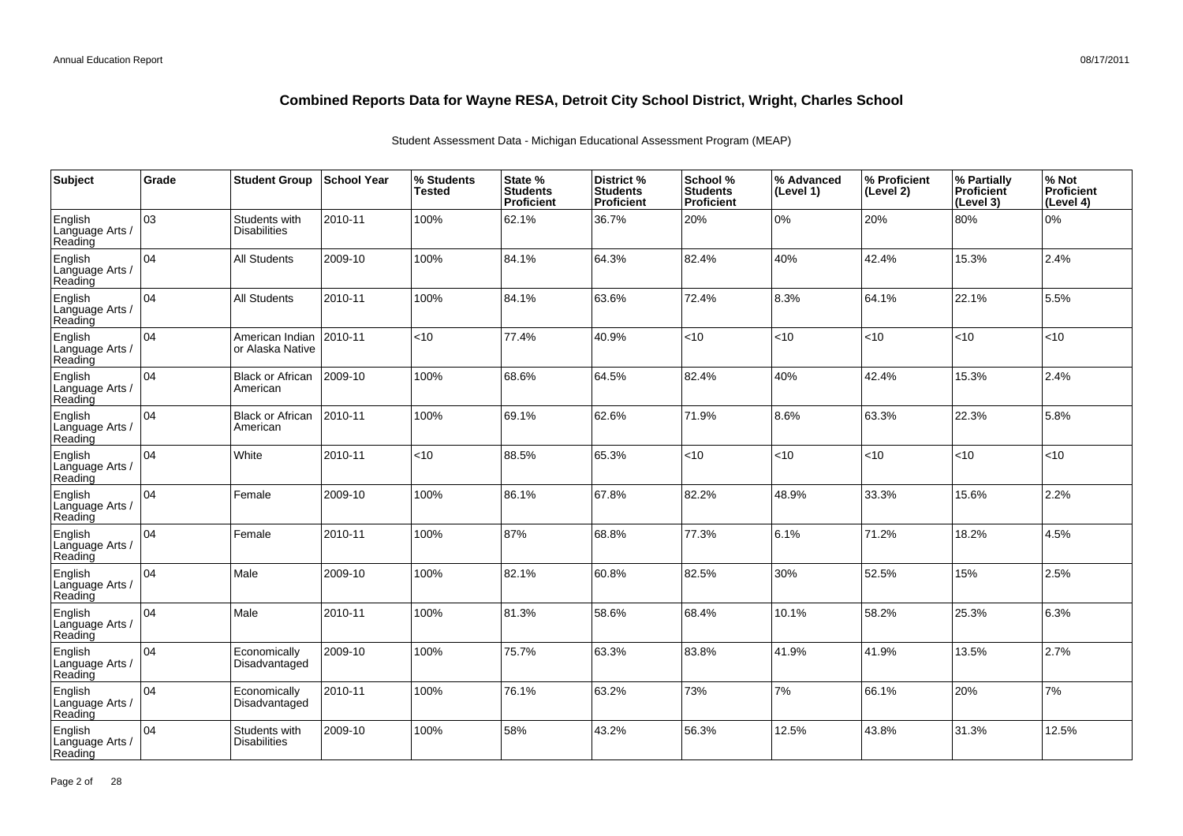# Combined Reports Data for Wayne RESA, Detroit City School District, Wright, Charles School

Student Assessment Data - Michigan Educational Assessment Program (MEAP)

| Subject | Grade | Student Group | School Year | % Students Tested | State % Students Proficient | District % Students Proficient | School % Students Proficient | % Advanced (Level 1) | % Proficient (Level 2) | % Partially Proficient (Level 3) | % Not Proficient (Level 4) |
|---|---|---|---|---|---|---|---|---|---|---|---|
| English Language Arts / Reading | 03 | Students with Disabilities | 2010-11 | 100% | 62.1% | 36.7% | 20% | 0% | 20% | 80% | 0% |
| English Language Arts / Reading | 04 | All Students | 2009-10 | 100% | 84.1% | 64.3% | 82.4% | 40% | 42.4% | 15.3% | 2.4% |
| English Language Arts / Reading | 04 | All Students | 2010-11 | 100% | 84.1% | 63.6% | 72.4% | 8.3% | 64.1% | 22.1% | 5.5% |
| English Language Arts / Reading | 04 | American Indian or Alaska Native | 2010-11 | <10 | 77.4% | 40.9% | <10 | <10 | <10 | <10 | <10 |
| English Language Arts / Reading | 04 | Black or African American | 2009-10 | 100% | 68.6% | 64.5% | 82.4% | 40% | 42.4% | 15.3% | 2.4% |
| English Language Arts / Reading | 04 | Black or African American | 2010-11 | 100% | 69.1% | 62.6% | 71.9% | 8.6% | 63.3% | 22.3% | 5.8% |
| English Language Arts / Reading | 04 | White | 2010-11 | <10 | 88.5% | 65.3% | <10 | <10 | <10 | <10 | <10 |
| English Language Arts / Reading | 04 | Female | 2009-10 | 100% | 86.1% | 67.8% | 82.2% | 48.9% | 33.3% | 15.6% | 2.2% |
| English Language Arts / Reading | 04 | Female | 2010-11 | 100% | 87% | 68.8% | 77.3% | 6.1% | 71.2% | 18.2% | 4.5% |
| English Language Arts / Reading | 04 | Male | 2009-10 | 100% | 82.1% | 60.8% | 82.5% | 30% | 52.5% | 15% | 2.5% |
| English Language Arts / Reading | 04 | Male | 2010-11 | 100% | 81.3% | 58.6% | 68.4% | 10.1% | 58.2% | 25.3% | 6.3% |
| English Language Arts / Reading | 04 | Economically Disadvantaged | 2009-10 | 100% | 75.7% | 63.3% | 83.8% | 41.9% | 41.9% | 13.5% | 2.7% |
| English Language Arts / Reading | 04 | Economically Disadvantaged | 2010-11 | 100% | 76.1% | 63.2% | 73% | 7% | 66.1% | 20% | 7% |
| English Language Arts / Reading | 04 | Students with Disabilities | 2009-10 | 100% | 58% | 43.2% | 56.3% | 12.5% | 43.8% | 31.3% | 12.5% |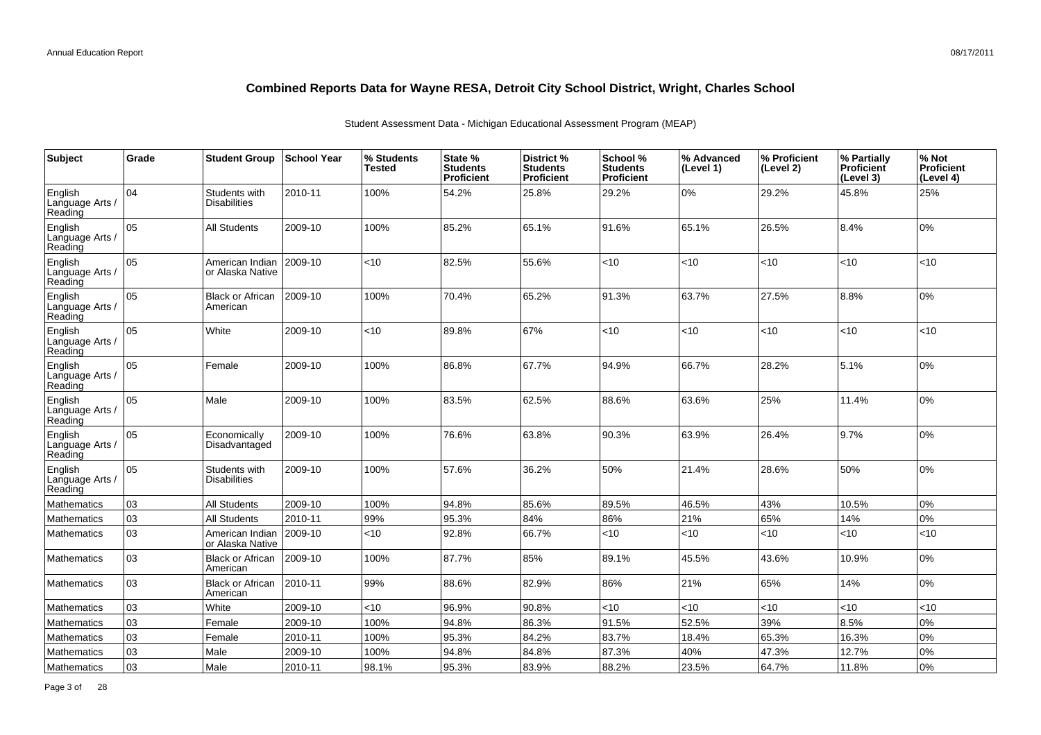## Combined Reports Data for Wayne RESA, Detroit City School District, Wright, Charles School

Student Assessment Data - Michigan Educational Assessment Program (MEAP)

| Subject | Grade | Student Group | School Year | % Students Tested | State % Students Proficient | District % Students Proficient | School % Students Proficient | % Advanced (Level 1) | % Proficient (Level 2) | % Partially Proficient (Level 3) | % Not Proficient (Level 4) |
|---|---|---|---|---|---|---|---|---|---|---|---|
| English Language Arts / Reading | 04 | Students with Disabilities | 2010-11 | 100% | 54.2% | 25.8% | 29.2% | 0% | 29.2% | 45.8% | 25% |
| English Language Arts / Reading | 05 | All Students | 2009-10 | 100% | 85.2% | 65.1% | 91.6% | 65.1% | 26.5% | 8.4% | 0% |
| English Language Arts / Reading | 05 | American Indian or Alaska Native | 2009-10 | <10 | 82.5% | 55.6% | <10 | <10 | <10 | <10 | <10 |
| English Language Arts / Reading | 05 | Black or African American | 2009-10 | 100% | 70.4% | 65.2% | 91.3% | 63.7% | 27.5% | 8.8% | 0% |
| English Language Arts / Reading | 05 | White | 2009-10 | <10 | 89.8% | 67% | <10 | <10 | <10 | <10 | <10 |
| English Language Arts / Reading | 05 | Female | 2009-10 | 100% | 86.8% | 67.7% | 94.9% | 66.7% | 28.2% | 5.1% | 0% |
| English Language Arts / Reading | 05 | Male | 2009-10 | 100% | 83.5% | 62.5% | 88.6% | 63.6% | 25% | 11.4% | 0% |
| English Language Arts / Reading | 05 | Economically Disadvantaged | 2009-10 | 100% | 76.6% | 63.8% | 90.3% | 63.9% | 26.4% | 9.7% | 0% |
| English Language Arts / Reading | 05 | Students with Disabilities | 2009-10 | 100% | 57.6% | 36.2% | 50% | 21.4% | 28.6% | 50% | 0% |
| Mathematics | 03 | All Students | 2009-10 | 100% | 94.8% | 85.6% | 89.5% | 46.5% | 43% | 10.5% | 0% |
| Mathematics | 03 | All Students | 2010-11 | 99% | 95.3% | 84% | 86% | 21% | 65% | 14% | 0% |
| Mathematics | 03 | American Indian or Alaska Native | 2009-10 | <10 | 92.8% | 66.7% | <10 | <10 | <10 | <10 | <10 |
| Mathematics | 03 | Black or African American | 2009-10 | 100% | 87.7% | 85% | 89.1% | 45.5% | 43.6% | 10.9% | 0% |
| Mathematics | 03 | Black or African American | 2010-11 | 99% | 88.6% | 82.9% | 86% | 21% | 65% | 14% | 0% |
| Mathematics | 03 | White | 2009-10 | <10 | 96.9% | 90.8% | <10 | <10 | <10 | <10 | <10 |
| Mathematics | 03 | Female | 2009-10 | 100% | 94.8% | 86.3% | 91.5% | 52.5% | 39% | 8.5% | 0% |
| Mathematics | 03 | Female | 2010-11 | 100% | 95.3% | 84.2% | 83.7% | 18.4% | 65.3% | 16.3% | 0% |
| Mathematics | 03 | Male | 2009-10 | 100% | 94.8% | 84.8% | 87.3% | 40% | 47.3% | 12.7% | 0% |
| Mathematics | 03 | Male | 2010-11 | 98.1% | 95.3% | 83.9% | 88.2% | 23.5% | 64.7% | 11.8% | 0% |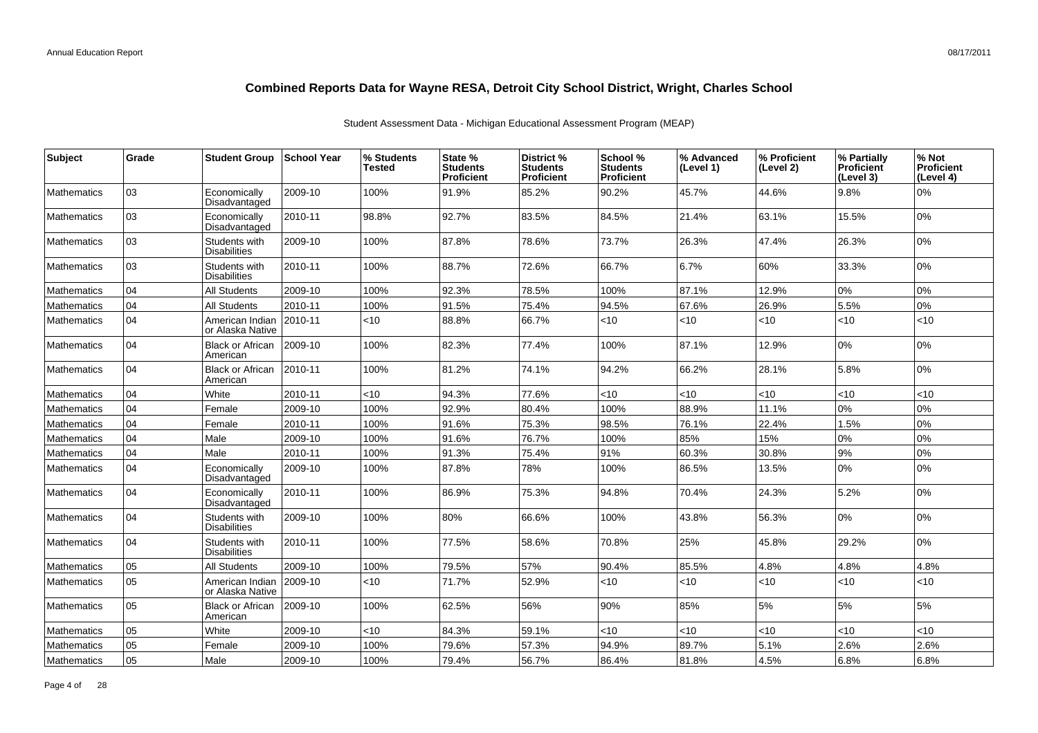# Combined Reports Data for Wayne RESA, Detroit City School District, Wright, Charles School

Student Assessment Data - Michigan Educational Assessment Program (MEAP)

| Subject | Grade | Student Group | School Year | % Students Tested | State % Students Proficient | District % Students Proficient | School % Students Proficient | % Advanced (Level 1) | % Proficient (Level 2) | % Partially Proficient (Level 3) | % Not Proficient (Level 4) |
|---|---|---|---|---|---|---|---|---|---|---|---|
| Mathematics | 03 | Economically Disadvantaged | 2009-10 | 100% | 91.9% | 85.2% | 90.2% | 45.7% | 44.6% | 9.8% | 0% |
| Mathematics | 03 | Economically Disadvantaged | 2010-11 | 98.8% | 92.7% | 83.5% | 84.5% | 21.4% | 63.1% | 15.5% | 0% |
| Mathematics | 03 | Students with Disabilities | 2009-10 | 100% | 87.8% | 78.6% | 73.7% | 26.3% | 47.4% | 26.3% | 0% |
| Mathematics | 03 | Students with Disabilities | 2010-11 | 100% | 88.7% | 72.6% | 66.7% | 6.7% | 60% | 33.3% | 0% |
| Mathematics | 04 | All Students | 2009-10 | 100% | 92.3% | 78.5% | 100% | 87.1% | 12.9% | 0% | 0% |
| Mathematics | 04 | All Students | 2010-11 | 100% | 91.5% | 75.4% | 94.5% | 67.6% | 26.9% | 5.5% | 0% |
| Mathematics | 04 | American Indian or Alaska Native | 2010-11 | <10 | 88.8% | 66.7% | <10 | <10 | <10 | <10 | <10 |
| Mathematics | 04 | Black or African American | 2009-10 | 100% | 82.3% | 77.4% | 100% | 87.1% | 12.9% | 0% | 0% |
| Mathematics | 04 | Black or African American | 2010-11 | 100% | 81.2% | 74.1% | 94.2% | 66.2% | 28.1% | 5.8% | 0% |
| Mathematics | 04 | White | 2010-11 | <10 | 94.3% | 77.6% | <10 | <10 | <10 | <10 | <10 |
| Mathematics | 04 | Female | 2009-10 | 100% | 92.9% | 80.4% | 100% | 88.9% | 11.1% | 0% | 0% |
| Mathematics | 04 | Female | 2010-11 | 100% | 91.6% | 75.3% | 98.5% | 76.1% | 22.4% | 1.5% | 0% |
| Mathematics | 04 | Male | 2009-10 | 100% | 91.6% | 76.7% | 100% | 85% | 15% | 0% | 0% |
| Mathematics | 04 | Male | 2010-11 | 100% | 91.3% | 75.4% | 91% | 60.3% | 30.8% | 9% | 0% |
| Mathematics | 04 | Economically Disadvantaged | 2009-10 | 100% | 87.8% | 78% | 100% | 86.5% | 13.5% | 0% | 0% |
| Mathematics | 04 | Economically Disadvantaged | 2010-11 | 100% | 86.9% | 75.3% | 94.8% | 70.4% | 24.3% | 5.2% | 0% |
| Mathematics | 04 | Students with Disabilities | 2009-10 | 100% | 80% | 66.6% | 100% | 43.8% | 56.3% | 0% | 0% |
| Mathematics | 04 | Students with Disabilities | 2010-11 | 100% | 77.5% | 58.6% | 70.8% | 25% | 45.8% | 29.2% | 0% |
| Mathematics | 05 | All Students | 2009-10 | 100% | 79.5% | 57% | 90.4% | 85.5% | 4.8% | 4.8% | 4.8% |
| Mathematics | 05 | American Indian or Alaska Native | 2009-10 | <10 | 71.7% | 52.9% | <10 | <10 | <10 | <10 | <10 |
| Mathematics | 05 | Black or African American | 2009-10 | 100% | 62.5% | 56% | 90% | 85% | 5% | 5% | 5% |
| Mathematics | 05 | White | 2009-10 | <10 | 84.3% | 59.1% | <10 | <10 | <10 | <10 | <10 |
| Mathematics | 05 | Female | 2009-10 | 100% | 79.6% | 57.3% | 94.9% | 89.7% | 5.1% | 2.6% | 2.6% |
| Mathematics | 05 | Male | 2009-10 | 100% | 79.4% | 56.7% | 86.4% | 81.8% | 4.5% | 6.8% | 6.8% |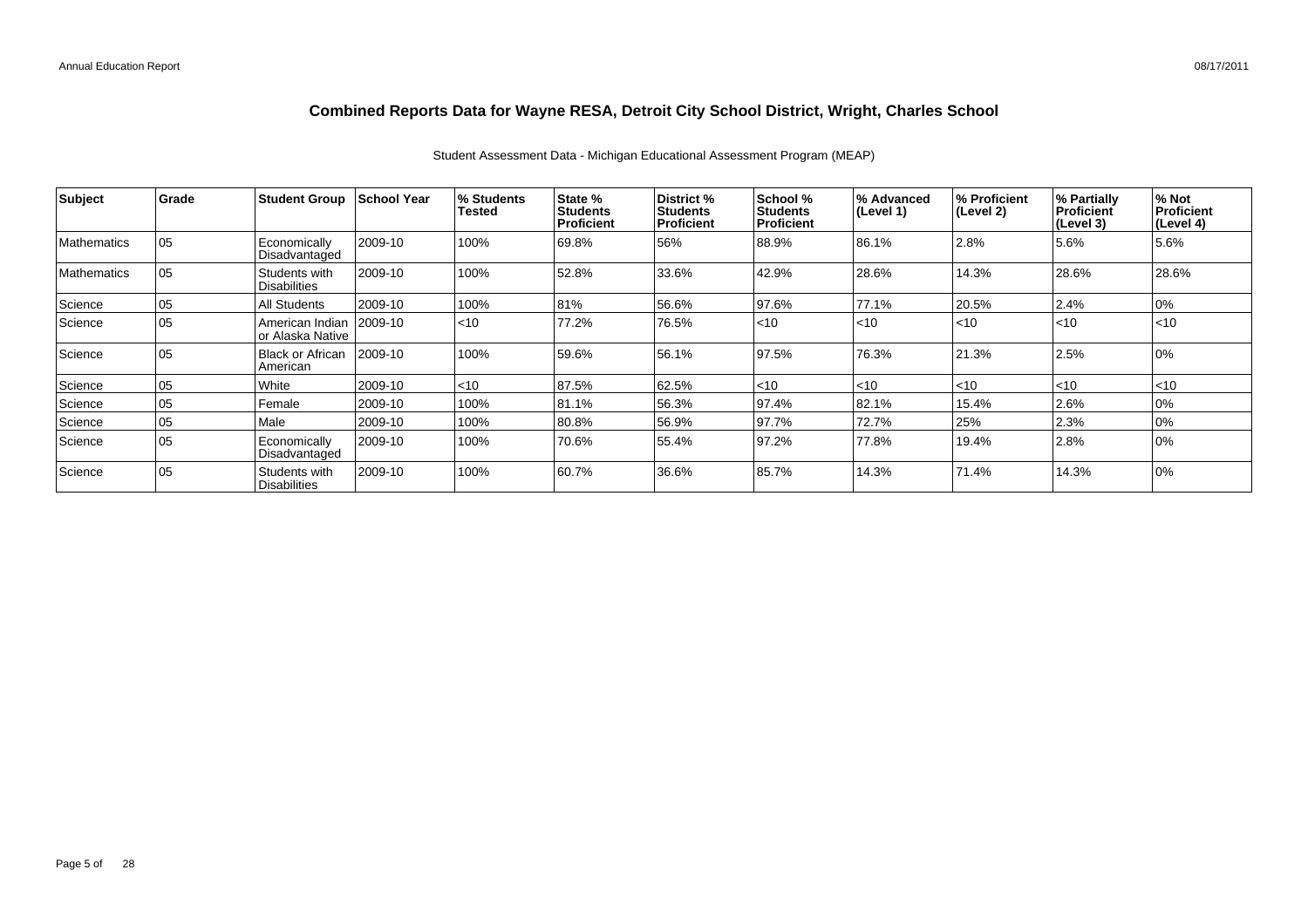# Combined Reports Data for Wayne RESA, Detroit City School District, Wright, Charles School

Student Assessment Data - Michigan Educational Assessment Program (MEAP)

| Subject | Grade | Student Group | School Year | % Students Tested | State % Students Proficient | District % Students Proficient | School % Students Proficient | % Advanced (Level 1) | % Proficient (Level 2) | % Partially Proficient (Level 3) | % Not Proficient (Level 4) |
|---|---|---|---|---|---|---|---|---|---|---|---|
| Mathematics | 05 | Economically Disadvantaged | 2009-10 | 100% | 69.8% | 56% | 88.9% | 86.1% | 2.8% | 5.6% | 5.6% |
| Mathematics | 05 | Students with Disabilities | 2009-10 | 100% | 52.8% | 33.6% | 42.9% | 28.6% | 14.3% | 28.6% | 28.6% |
| Science | 05 | All Students | 2009-10 | 100% | 81% | 56.6% | 97.6% | 77.1% | 20.5% | 2.4% | 0% |
| Science | 05 | American Indian or Alaska Native | 2009-10 | <10 | 77.2% | 76.5% | <10 | <10 | <10 | <10 | <10 |
| Science | 05 | Black or African American | 2009-10 | 100% | 59.6% | 56.1% | 97.5% | 76.3% | 21.3% | 2.5% | 0% |
| Science | 05 | White | 2009-10 | <10 | 87.5% | 62.5% | <10 | <10 | <10 | <10 | <10 |
| Science | 05 | Female | 2009-10 | 100% | 81.1% | 56.3% | 97.4% | 82.1% | 15.4% | 2.6% | 0% |
| Science | 05 | Male | 2009-10 | 100% | 80.8% | 56.9% | 97.7% | 72.7% | 25% | 2.3% | 0% |
| Science | 05 | Economically Disadvantaged | 2009-10 | 100% | 70.6% | 55.4% | 97.2% | 77.8% | 19.4% | 2.8% | 0% |
| Science | 05 | Students with Disabilities | 2009-10 | 100% | 60.7% | 36.6% | 85.7% | 14.3% | 71.4% | 14.3% | 0% |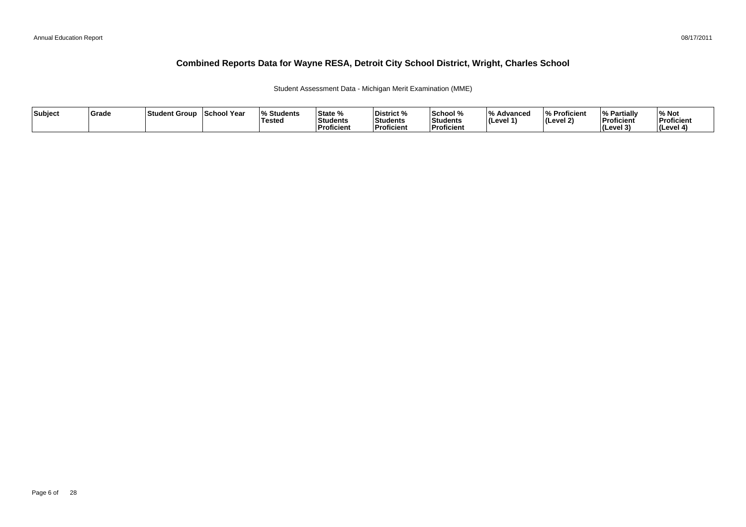# Combined Reports Data for Wayne RESA, Detroit City School District, Wright, Charles School

Student Assessment Data - Michigan Merit Examination (MME)

| Subject | Grade | Student Group | School Year | % Students Tested | State % Students Proficient | District % Students Proficient | School % Students Proficient | % Advanced (Level 1) | % Proficient (Level 2) | % Partially Proficient (Level 3) | % Not Proficient (Level 4) |
|---|---|---|---|---|---|---|---|---|---|---|---|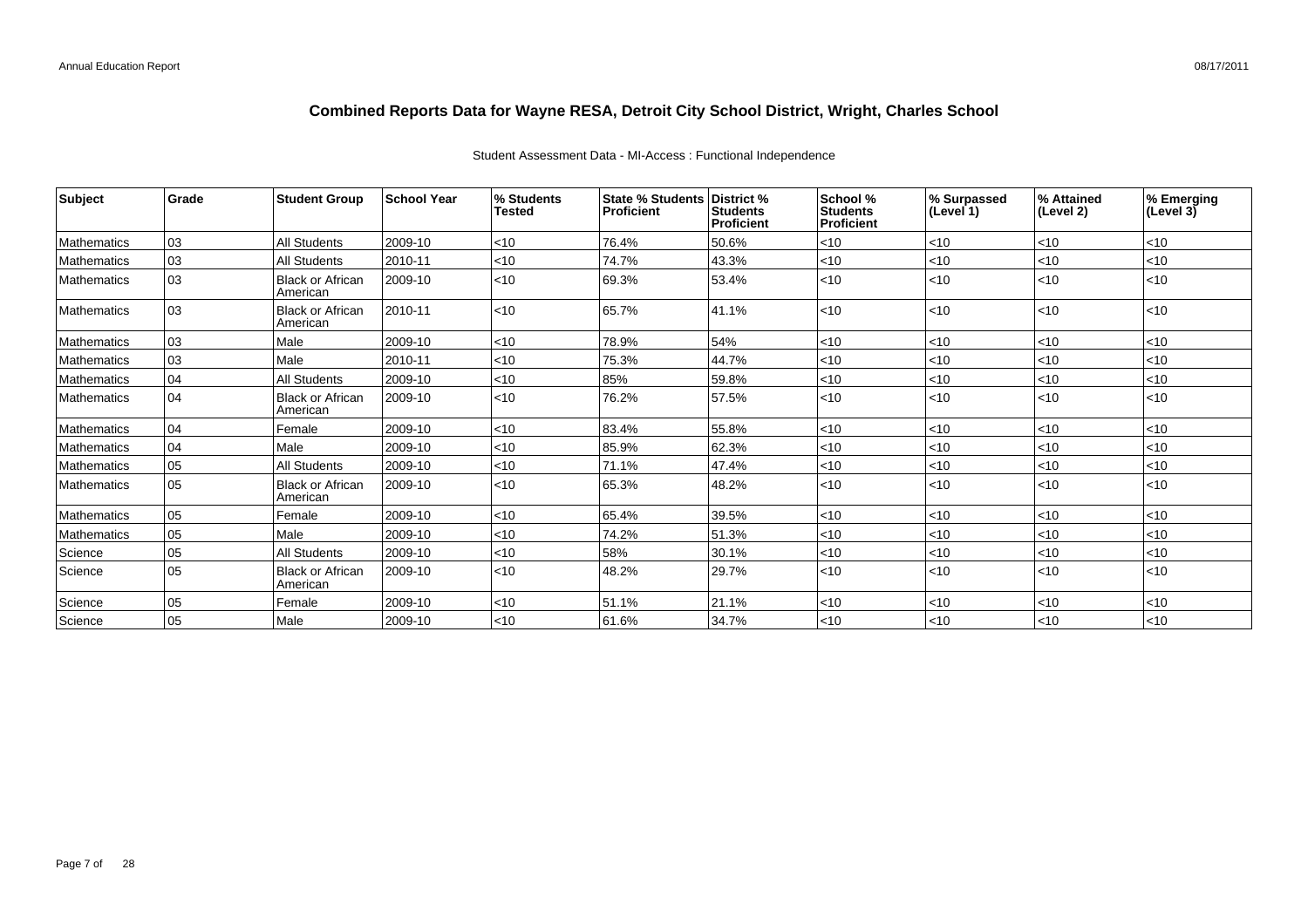# Combined Reports Data for Wayne RESA, Detroit City School District, Wright, Charles School

Student Assessment Data - MI-Access : Functional Independence

| Subject | Grade | Student Group | School Year | % Students Tested | State % Students Proficient | District % Students Proficient | School % Students Proficient | % Surpassed (Level 1) | % Attained (Level 2) | % Emerging (Level 3) |
|---|---|---|---|---|---|---|---|---|---|---|
| Mathematics | 03 | All Students | 2009-10 | <10 | 76.4% | 50.6% | <10 | <10 | <10 | <10 |
| Mathematics | 03 | All Students | 2010-11 | <10 | 74.7% | 43.3% | <10 | <10 | <10 | <10 |
| Mathematics | 03 | Black or African American | 2009-10 | <10 | 69.3% | 53.4% | <10 | <10 | <10 | <10 |
| Mathematics | 03 | Black or African American | 2010-11 | <10 | 65.7% | 41.1% | <10 | <10 | <10 | <10 |
| Mathematics | 03 | Male | 2009-10 | <10 | 78.9% | 54% | <10 | <10 | <10 | <10 |
| Mathematics | 03 | Male | 2010-11 | <10 | 75.3% | 44.7% | <10 | <10 | <10 | <10 |
| Mathematics | 04 | All Students | 2009-10 | <10 | 85% | 59.8% | <10 | <10 | <10 | <10 |
| Mathematics | 04 | Black or African American | 2009-10 | <10 | 76.2% | 57.5% | <10 | <10 | <10 | <10 |
| Mathematics | 04 | Female | 2009-10 | <10 | 83.4% | 55.8% | <10 | <10 | <10 | <10 |
| Mathematics | 04 | Male | 2009-10 | <10 | 85.9% | 62.3% | <10 | <10 | <10 | <10 |
| Mathematics | 05 | All Students | 2009-10 | <10 | 71.1% | 47.4% | <10 | <10 | <10 | <10 |
| Mathematics | 05 | Black or African American | 2009-10 | <10 | 65.3% | 48.2% | <10 | <10 | <10 | <10 |
| Mathematics | 05 | Female | 2009-10 | <10 | 65.4% | 39.5% | <10 | <10 | <10 | <10 |
| Mathematics | 05 | Male | 2009-10 | <10 | 74.2% | 51.3% | <10 | <10 | <10 | <10 |
| Science | 05 | All Students | 2009-10 | <10 | 58% | 30.1% | <10 | <10 | <10 | <10 |
| Science | 05 | Black or African American | 2009-10 | <10 | 48.2% | 29.7% | <10 | <10 | <10 | <10 |
| Science | 05 | Female | 2009-10 | <10 | 51.1% | 21.1% | <10 | <10 | <10 | <10 |
| Science | 05 | Male | 2009-10 | <10 | 61.6% | 34.7% | <10 | <10 | <10 | <10 |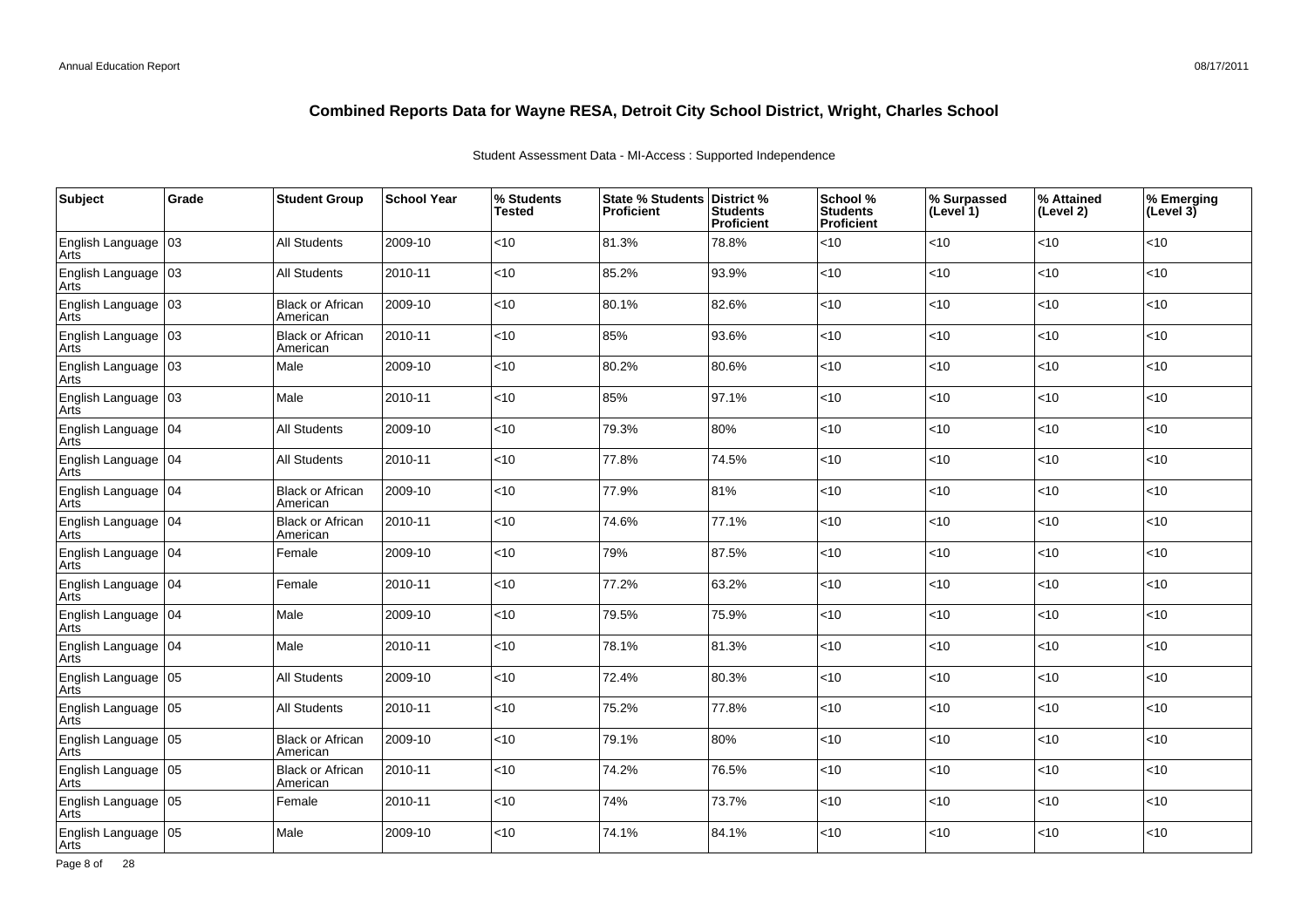# Combined Reports Data for Wayne RESA, Detroit City School District, Wright, Charles School

Student Assessment Data - MI-Access : Supported Independence

| Subject | Grade | Student Group | School Year | % Students Tested | State % Students Proficient | District % Students Proficient | School % Students Proficient | % Surpassed (Level 1) | % Attained (Level 2) | % Emerging (Level 3) |
|---|---|---|---|---|---|---|---|---|---|---|
| English Language Arts | 03 | All Students | 2009-10 | <10 | 81.3% | 78.8% | <10 | <10 | <10 | <10 |
| English Language Arts | 03 | All Students | 2010-11 | <10 | 85.2% | 93.9% | <10 | <10 | <10 | <10 |
| English Language Arts | 03 | Black or African American | 2009-10 | <10 | 80.1% | 82.6% | <10 | <10 | <10 | <10 |
| English Language Arts | 03 | Black or African American | 2010-11 | <10 | 85% | 93.6% | <10 | <10 | <10 | <10 |
| English Language Arts | 03 | Male | 2009-10 | <10 | 80.2% | 80.6% | <10 | <10 | <10 | <10 |
| English Language Arts | 03 | Male | 2010-11 | <10 | 85% | 97.1% | <10 | <10 | <10 | <10 |
| English Language Arts | 04 | All Students | 2009-10 | <10 | 79.3% | 80% | <10 | <10 | <10 | <10 |
| English Language Arts | 04 | All Students | 2010-11 | <10 | 77.8% | 74.5% | <10 | <10 | <10 | <10 |
| English Language Arts | 04 | Black or African American | 2009-10 | <10 | 77.9% | 81% | <10 | <10 | <10 | <10 |
| English Language Arts | 04 | Black or African American | 2010-11 | <10 | 74.6% | 77.1% | <10 | <10 | <10 | <10 |
| English Language Arts | 04 | Female | 2009-10 | <10 | 79% | 87.5% | <10 | <10 | <10 | <10 |
| English Language Arts | 04 | Female | 2010-11 | <10 | 77.2% | 63.2% | <10 | <10 | <10 | <10 |
| English Language Arts | 04 | Male | 2009-10 | <10 | 79.5% | 75.9% | <10 | <10 | <10 | <10 |
| English Language Arts | 04 | Male | 2010-11 | <10 | 78.1% | 81.3% | <10 | <10 | <10 | <10 |
| English Language Arts | 05 | All Students | 2009-10 | <10 | 72.4% | 80.3% | <10 | <10 | <10 | <10 |
| English Language Arts | 05 | All Students | 2010-11 | <10 | 75.2% | 77.8% | <10 | <10 | <10 | <10 |
| English Language Arts | 05 | Black or African American | 2009-10 | <10 | 79.1% | 80% | <10 | <10 | <10 | <10 |
| English Language Arts | 05 | Black or African American | 2010-11 | <10 | 74.2% | 76.5% | <10 | <10 | <10 | <10 |
| English Language Arts | 05 | Female | 2010-11 | <10 | 74% | 73.7% | <10 | <10 | <10 | <10 |
| English Language Arts | 05 | Male | 2009-10 | <10 | 74.1% | 84.1% | <10 | <10 | <10 | <10 |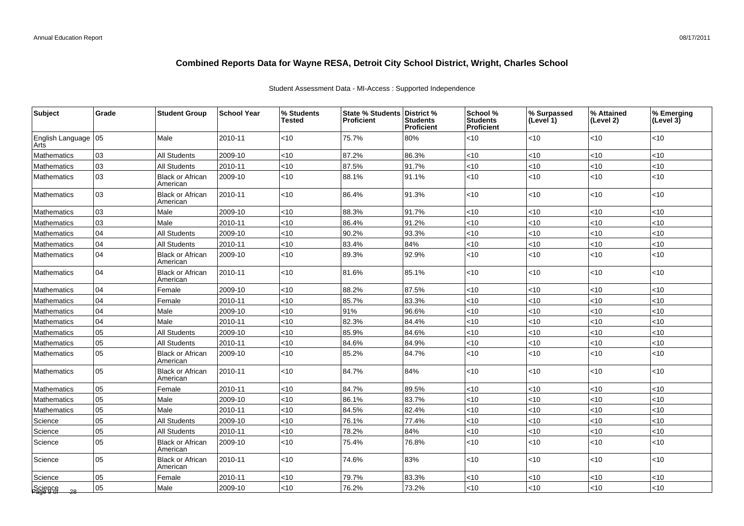# Combined Reports Data for Wayne RESA, Detroit City School District, Wright, Charles School

Student Assessment Data - MI-Access : Supported Independence

| Subject | Grade | Student Group | School Year | % Students Tested | State % Students Proficient | District % Students Proficient | School % Students Proficient | % Surpassed (Level 1) | % Attained (Level 2) | % Emerging (Level 3) |
|---|---|---|---|---|---|---|---|---|---|---|
| English Language Arts | 05 | Male | 2010-11 | <10 | 75.7% | 80% | <10 | <10 | <10 | <10 |
| Mathematics | 03 | All Students | 2009-10 | <10 | 87.2% | 86.3% | <10 | <10 | <10 | <10 |
| Mathematics | 03 | All Students | 2010-11 | <10 | 87.5% | 91.7% | <10 | <10 | <10 | <10 |
| Mathematics | 03 | Black or African American | 2009-10 | <10 | 88.1% | 91.1% | <10 | <10 | <10 | <10 |
| Mathematics | 03 | Black or African American | 2010-11 | <10 | 86.4% | 91.3% | <10 | <10 | <10 | <10 |
| Mathematics | 03 | Male | 2009-10 | <10 | 88.3% | 91.7% | <10 | <10 | <10 | <10 |
| Mathematics | 03 | Male | 2010-11 | <10 | 86.4% | 91.2% | <10 | <10 | <10 | <10 |
| Mathematics | 04 | All Students | 2009-10 | <10 | 90.2% | 93.3% | <10 | <10 | <10 | <10 |
| Mathematics | 04 | All Students | 2010-11 | <10 | 83.4% | 84% | <10 | <10 | <10 | <10 |
| Mathematics | 04 | Black or African American | 2009-10 | <10 | 89.3% | 92.9% | <10 | <10 | <10 | <10 |
| Mathematics | 04 | Black or African American | 2010-11 | <10 | 81.6% | 85.1% | <10 | <10 | <10 | <10 |
| Mathematics | 04 | Female | 2009-10 | <10 | 88.2% | 87.5% | <10 | <10 | <10 | <10 |
| Mathematics | 04 | Female | 2010-11 | <10 | 85.7% | 83.3% | <10 | <10 | <10 | <10 |
| Mathematics | 04 | Male | 2009-10 | <10 | 91% | 96.6% | <10 | <10 | <10 | <10 |
| Mathematics | 04 | Male | 2010-11 | <10 | 82.3% | 84.4% | <10 | <10 | <10 | <10 |
| Mathematics | 05 | All Students | 2009-10 | <10 | 85.9% | 84.6% | <10 | <10 | <10 | <10 |
| Mathematics | 05 | All Students | 2010-11 | <10 | 84.6% | 84.9% | <10 | <10 | <10 | <10 |
| Mathematics | 05 | Black or African American | 2009-10 | <10 | 85.2% | 84.7% | <10 | <10 | <10 | <10 |
| Mathematics | 05 | Black or African American | 2010-11 | <10 | 84.7% | 84% | <10 | <10 | <10 | <10 |
| Mathematics | 05 | Female | 2010-11 | <10 | 84.7% | 89.5% | <10 | <10 | <10 | <10 |
| Mathematics | 05 | Male | 2009-10 | <10 | 86.1% | 83.7% | <10 | <10 | <10 | <10 |
| Mathematics | 05 | Male | 2010-11 | <10 | 84.5% | 82.4% | <10 | <10 | <10 | <10 |
| Science | 05 | All Students | 2009-10 | <10 | 76.1% | 77.4% | <10 | <10 | <10 | <10 |
| Science | 05 | All Students | 2010-11 | <10 | 78.2% | 84% | <10 | <10 | <10 | <10 |
| Science | 05 | Black or African American | 2009-10 | <10 | 75.4% | 76.8% | <10 | <10 | <10 | <10 |
| Science | 05 | Black or African American | 2010-11 | <10 | 74.6% | 83% | <10 | <10 | <10 | <10 |
| Science | 05 | Female | 2010-11 | <10 | 79.7% | 83.3% | <10 | <10 | <10 | <10 |
| Science | 05 | Male | 2009-10 | <10 | 76.2% | 73.2% | <10 | <10 | <10 | <10 |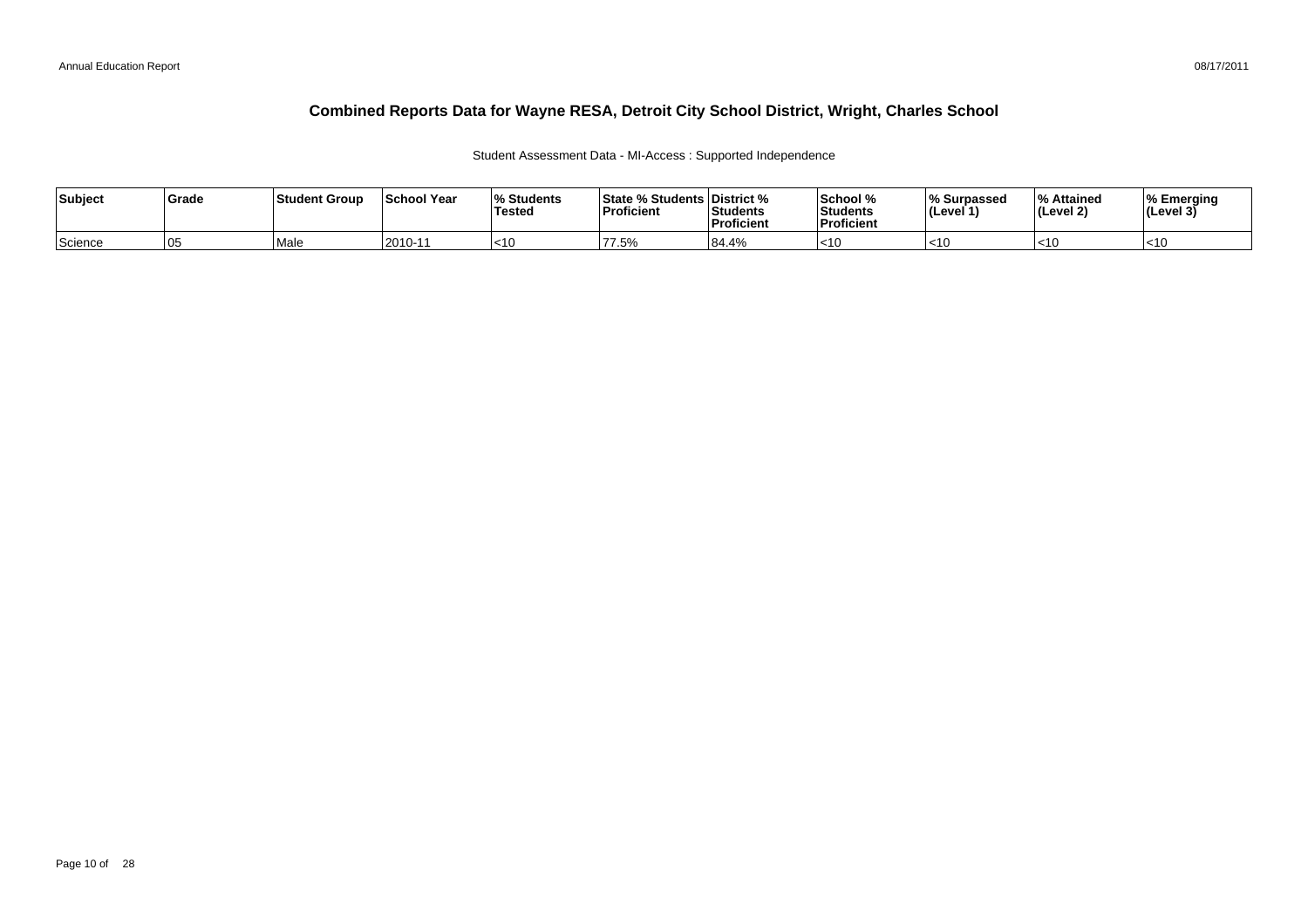# Combined Reports Data for Wayne RESA, Detroit City School District, Wright, Charles School

Student Assessment Data - MI-Access : Supported Independence

| Subject | Grade | Student Group | School Year | % Students Tested | State % Students Proficient | District % Students Proficient | School % Students Proficient | % Surpassed (Level 1) | % Attained (Level 2) | % Emerging (Level 3) |
|---|---|---|---|---|---|---|---|---|---|---|
| Science | 05 | Male | 2010-11 | <10 | 77.5% | 84.4% | <10 | <10 | <10 | <10 |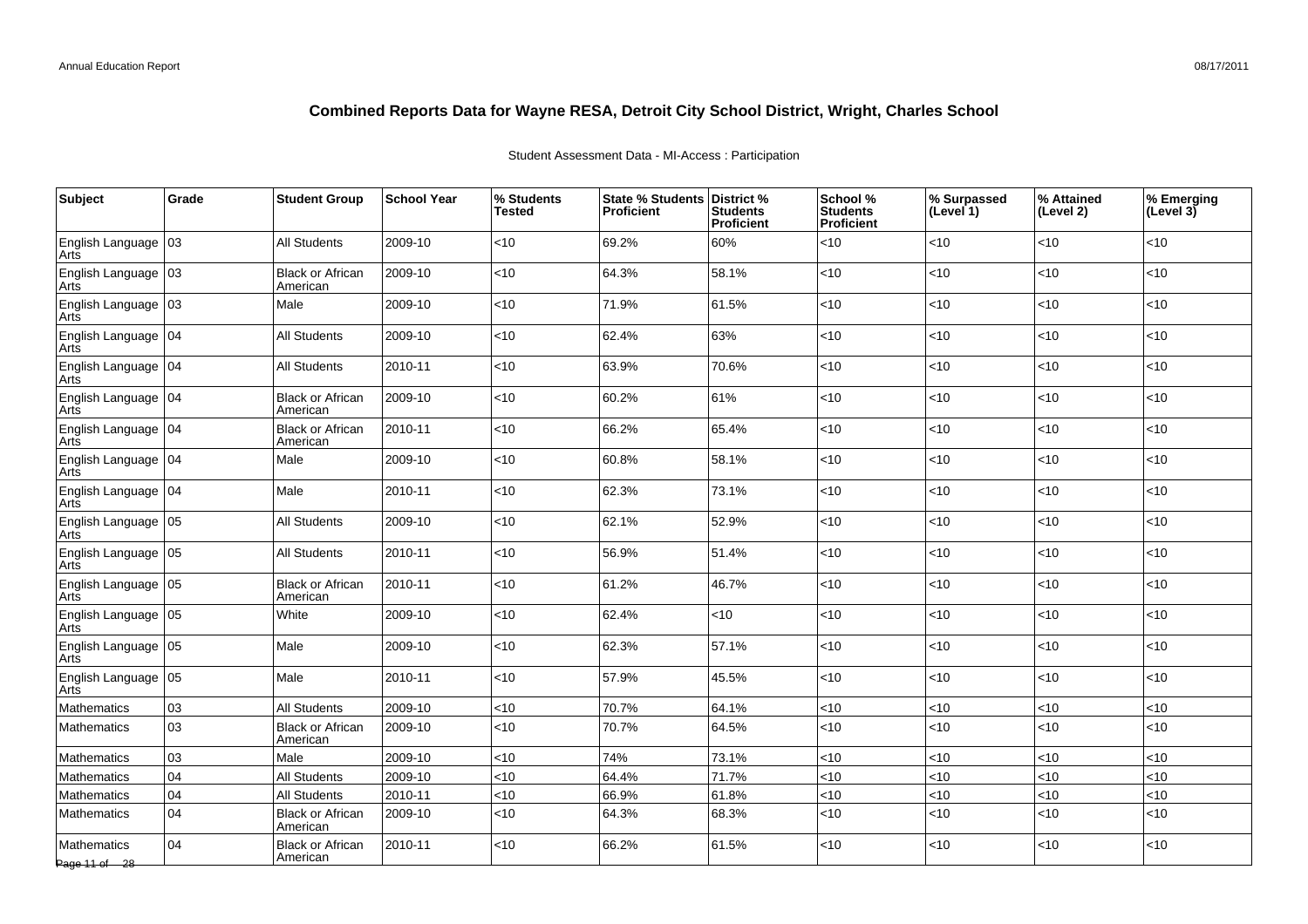# Combined Reports Data for Wayne RESA, Detroit City School District, Wright, Charles School

Student Assessment Data - MI-Access : Participation

| Subject | Grade | Student Group | School Year | % Students Tested | State % Students Proficient | District % Students Proficient | School % Students Proficient | % Surpassed (Level 1) | % Attained (Level 2) | % Emerging (Level 3) |
|---|---|---|---|---|---|---|---|---|---|---|
| English Language Arts | 03 | All Students | 2009-10 | <10 | 69.2% | 60% | <10 | <10 | <10 | <10 |
| English Language Arts | 03 | Black or African American | 2009-10 | <10 | 64.3% | 58.1% | <10 | <10 | <10 | <10 |
| English Language Arts | 03 | Male | 2009-10 | <10 | 71.9% | 61.5% | <10 | <10 | <10 | <10 |
| English Language Arts | 04 | All Students | 2009-10 | <10 | 62.4% | 63% | <10 | <10 | <10 | <10 |
| English Language Arts | 04 | All Students | 2010-11 | <10 | 63.9% | 70.6% | <10 | <10 | <10 | <10 |
| English Language Arts | 04 | Black or African American | 2009-10 | <10 | 60.2% | 61% | <10 | <10 | <10 | <10 |
| English Language Arts | 04 | Black or African American | 2010-11 | <10 | 66.2% | 65.4% | <10 | <10 | <10 | <10 |
| English Language Arts | 04 | Male | 2009-10 | <10 | 60.8% | 58.1% | <10 | <10 | <10 | <10 |
| English Language Arts | 04 | Male | 2010-11 | <10 | 62.3% | 73.1% | <10 | <10 | <10 | <10 |
| English Language Arts | 05 | All Students | 2009-10 | <10 | 62.1% | 52.9% | <10 | <10 | <10 | <10 |
| English Language Arts | 05 | All Students | 2010-11 | <10 | 56.9% | 51.4% | <10 | <10 | <10 | <10 |
| English Language Arts | 05 | Black or African American | 2010-11 | <10 | 61.2% | 46.7% | <10 | <10 | <10 | <10 |
| English Language Arts | 05 | White | 2009-10 | <10 | 62.4% | <10 | <10 | <10 | <10 | <10 |
| English Language Arts | 05 | Male | 2009-10 | <10 | 62.3% | 57.1% | <10 | <10 | <10 | <10 |
| English Language Arts | 05 | Male | 2010-11 | <10 | 57.9% | 45.5% | <10 | <10 | <10 | <10 |
| Mathematics | 03 | All Students | 2009-10 | <10 | 70.7% | 64.1% | <10 | <10 | <10 | <10 |
| Mathematics | 03 | Black or African American | 2009-10 | <10 | 70.7% | 64.5% | <10 | <10 | <10 | <10 |
| Mathematics | 03 | Male | 2009-10 | <10 | 74% | 73.1% | <10 | <10 | <10 | <10 |
| Mathematics | 04 | All Students | 2009-10 | <10 | 64.4% | 71.7% | <10 | <10 | <10 | <10 |
| Mathematics | 04 | All Students | 2010-11 | <10 | 66.9% | 61.8% | <10 | <10 | <10 | <10 |
| Mathematics | 04 | Black or African American | 2009-10 | <10 | 64.3% | 68.3% | <10 | <10 | <10 | <10 |
| Mathematics | 04 | Black or African American | 2010-11 | <10 | 66.2% | 61.5% | <10 | <10 | <10 | <10 |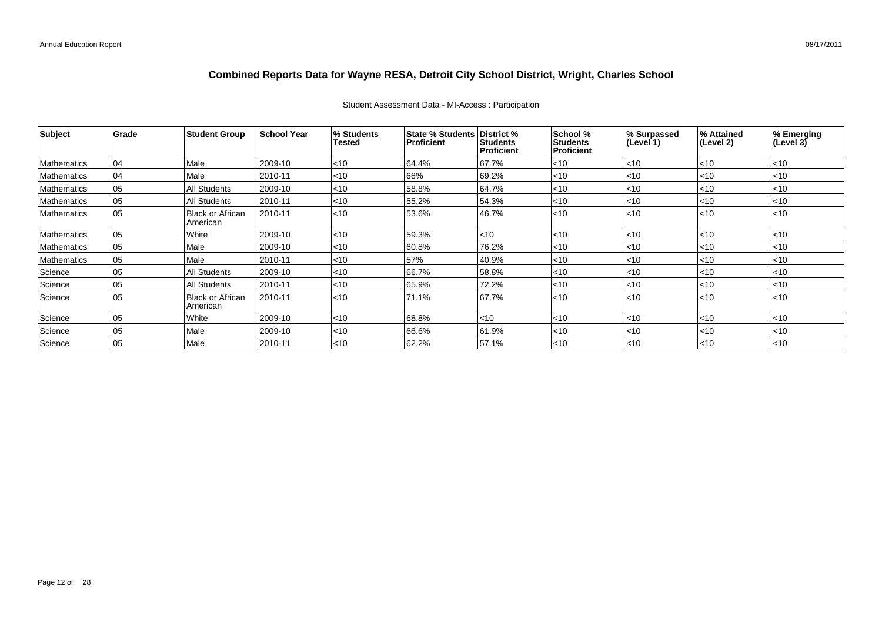# Combined Reports Data for Wayne RESA, Detroit City School District, Wright, Charles School

Student Assessment Data - MI-Access : Participation

| Subject | Grade | Student Group | School Year | % Students Tested | State % Students Proficient | District % Students Proficient | School % Students Proficient | % Surpassed (Level 1) | % Attained (Level 2) | % Emerging (Level 3) |
|---|---|---|---|---|---|---|---|---|---|---|
| Mathematics | 04 | Male | 2009-10 | <10 | 64.4% | 67.7% | <10 | <10 | <10 | <10 |
| Mathematics | 04 | Male | 2010-11 | <10 | 68% | 69.2% | <10 | <10 | <10 | <10 |
| Mathematics | 05 | All Students | 2009-10 | <10 | 58.8% | 64.7% | <10 | <10 | <10 | <10 |
| Mathematics | 05 | All Students | 2010-11 | <10 | 55.2% | 54.3% | <10 | <10 | <10 | <10 |
| Mathematics | 05 | Black or African American | 2010-11 | <10 | 53.6% | 46.7% | <10 | <10 | <10 | <10 |
| Mathematics | 05 | White | 2009-10 | <10 | 59.3% | <10 | <10 | <10 | <10 | <10 |
| Mathematics | 05 | Male | 2009-10 | <10 | 60.8% | 76.2% | <10 | <10 | <10 | <10 |
| Mathematics | 05 | Male | 2010-11 | <10 | 57% | 40.9% | <10 | <10 | <10 | <10 |
| Science | 05 | All Students | 2009-10 | <10 | 66.7% | 58.8% | <10 | <10 | <10 | <10 |
| Science | 05 | All Students | 2010-11 | <10 | 65.9% | 72.2% | <10 | <10 | <10 | <10 |
| Science | 05 | Black or African American | 2010-11 | <10 | 71.1% | 67.7% | <10 | <10 | <10 | <10 |
| Science | 05 | White | 2009-10 | <10 | 68.8% | <10 | <10 | <10 | <10 | <10 |
| Science | 05 | Male | 2009-10 | <10 | 68.6% | 61.9% | <10 | <10 | <10 | <10 |
| Science | 05 | Male | 2010-11 | <10 | 62.2% | 57.1% | <10 | <10 | <10 | <10 |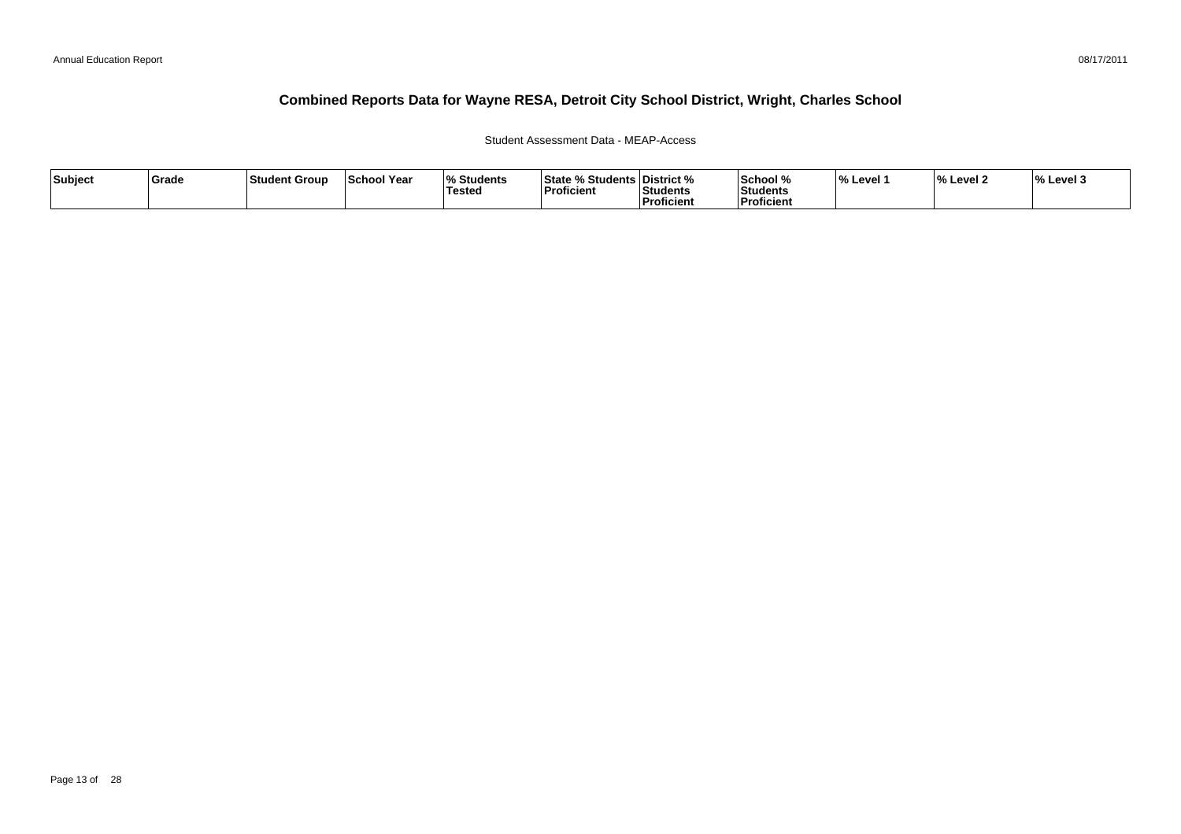# Combined Reports Data for Wayne RESA, Detroit City School District, Wright, Charles School

Student Assessment Data - MEAP-Access

| Subject | Grade | Student Group | School Year | % Students Tested | State % Students Proficient | District % Students Proficient | School % Students Proficient | % Level 1 | % Level 2 | % Level 3 |
|---|---|---|---|---|---|---|---|---|---|---|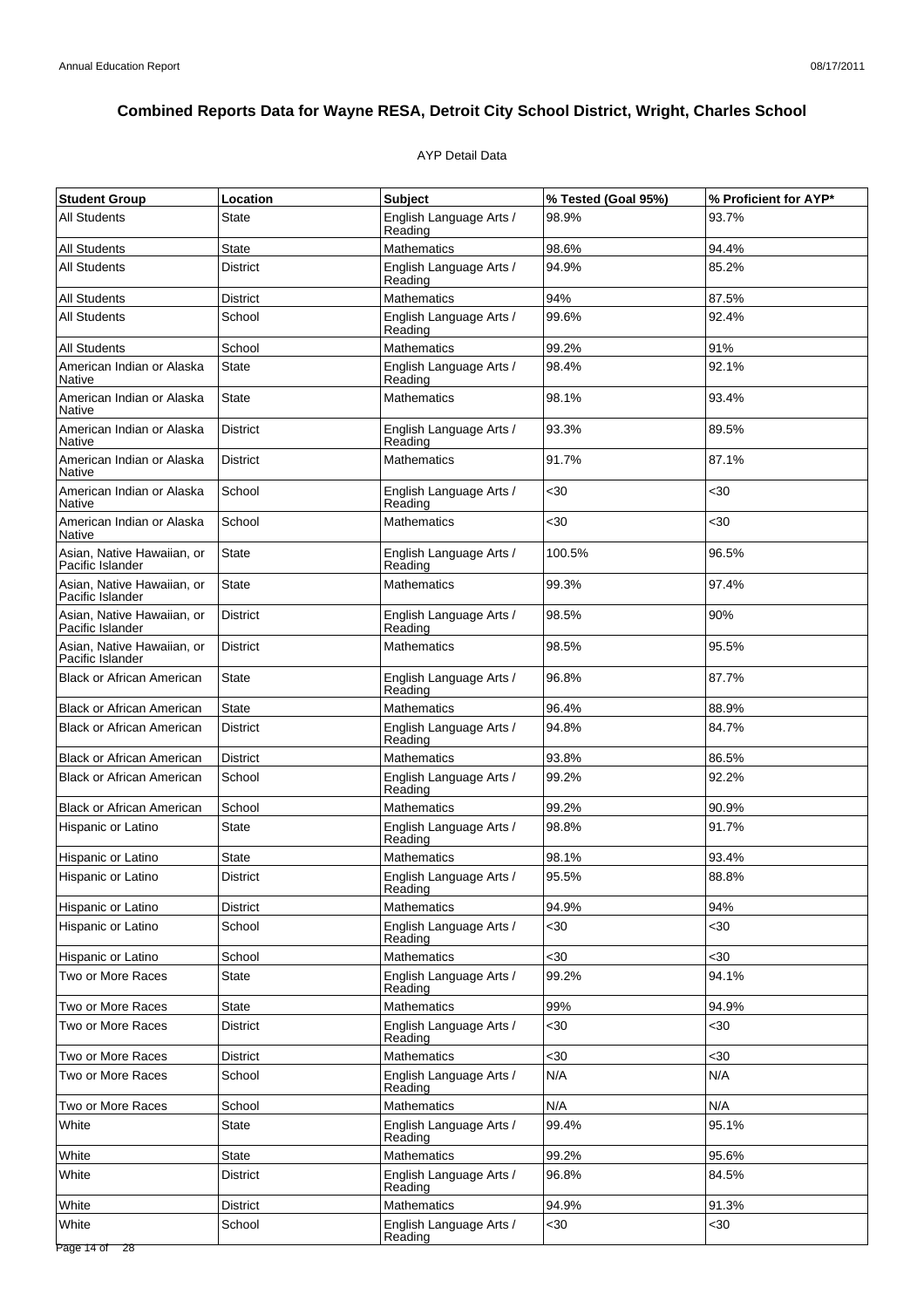# Combined Reports Data for Wayne RESA, Detroit City School District, Wright, Charles School

AYP Detail Data

| Student Group | Location | Subject | % Tested (Goal 95%) | % Proficient for AYP* |
|---|---|---|---|---|
| All Students | State | English Language Arts / Reading | 98.9% | 93.7% |
| All Students | State | Mathematics | 98.6% | 94.4% |
| All Students | District | English Language Arts / Reading | 94.9% | 85.2% |
| All Students | District | Mathematics | 94% | 87.5% |
| All Students | School | English Language Arts / Reading | 99.6% | 92.4% |
| All Students | School | Mathematics | 99.2% | 91% |
| American Indian or Alaska Native | State | English Language Arts / Reading | 98.4% | 92.1% |
| American Indian or Alaska Native | State | Mathematics | 98.1% | 93.4% |
| American Indian or Alaska Native | District | English Language Arts / Reading | 93.3% | 89.5% |
| American Indian or Alaska Native | District | Mathematics | 91.7% | 87.1% |
| American Indian or Alaska Native | School | English Language Arts / Reading | <30 | <30 |
| American Indian or Alaska Native | School | Mathematics | <30 | <30 |
| Asian, Native Hawaiian, or Pacific Islander | State | English Language Arts / Reading | 100.5% | 96.5% |
| Asian, Native Hawaiian, or Pacific Islander | State | Mathematics | 99.3% | 97.4% |
| Asian, Native Hawaiian, or Pacific Islander | District | English Language Arts / Reading | 98.5% | 90% |
| Asian, Native Hawaiian, or Pacific Islander | District | Mathematics | 98.5% | 95.5% |
| Black or African American | State | English Language Arts / Reading | 96.8% | 87.7% |
| Black or African American | State | Mathematics | 96.4% | 88.9% |
| Black or African American | District | English Language Arts / Reading | 94.8% | 84.7% |
| Black or African American | District | Mathematics | 93.8% | 86.5% |
| Black or African American | School | English Language Arts / Reading | 99.2% | 92.2% |
| Black or African American | School | Mathematics | 99.2% | 90.9% |
| Hispanic or Latino | State | English Language Arts / Reading | 98.8% | 91.7% |
| Hispanic or Latino | State | Mathematics | 98.1% | 93.4% |
| Hispanic or Latino | District | English Language Arts / Reading | 95.5% | 88.8% |
| Hispanic or Latino | District | Mathematics | 94.9% | 94% |
| Hispanic or Latino | School | English Language Arts / Reading | <30 | <30 |
| Hispanic or Latino | School | Mathematics | <30 | <30 |
| Two or More Races | State | English Language Arts / Reading | 99.2% | 94.1% |
| Two or More Races | State | Mathematics | 99% | 94.9% |
| Two or More Races | District | English Language Arts / Reading | <30 | <30 |
| Two or More Races | District | Mathematics | <30 | <30 |
| Two or More Races | School | English Language Arts / Reading | N/A | N/A |
| Two or More Races | School | Mathematics | N/A | N/A |
| White | State | English Language Arts / Reading | 99.4% | 95.1% |
| White | State | Mathematics | 99.2% | 95.6% |
| White | District | English Language Arts / Reading | 96.8% | 84.5% |
| White | District | Mathematics | 94.9% | 91.3% |
| White | School | English Language Arts / Reading | <30 | <30 |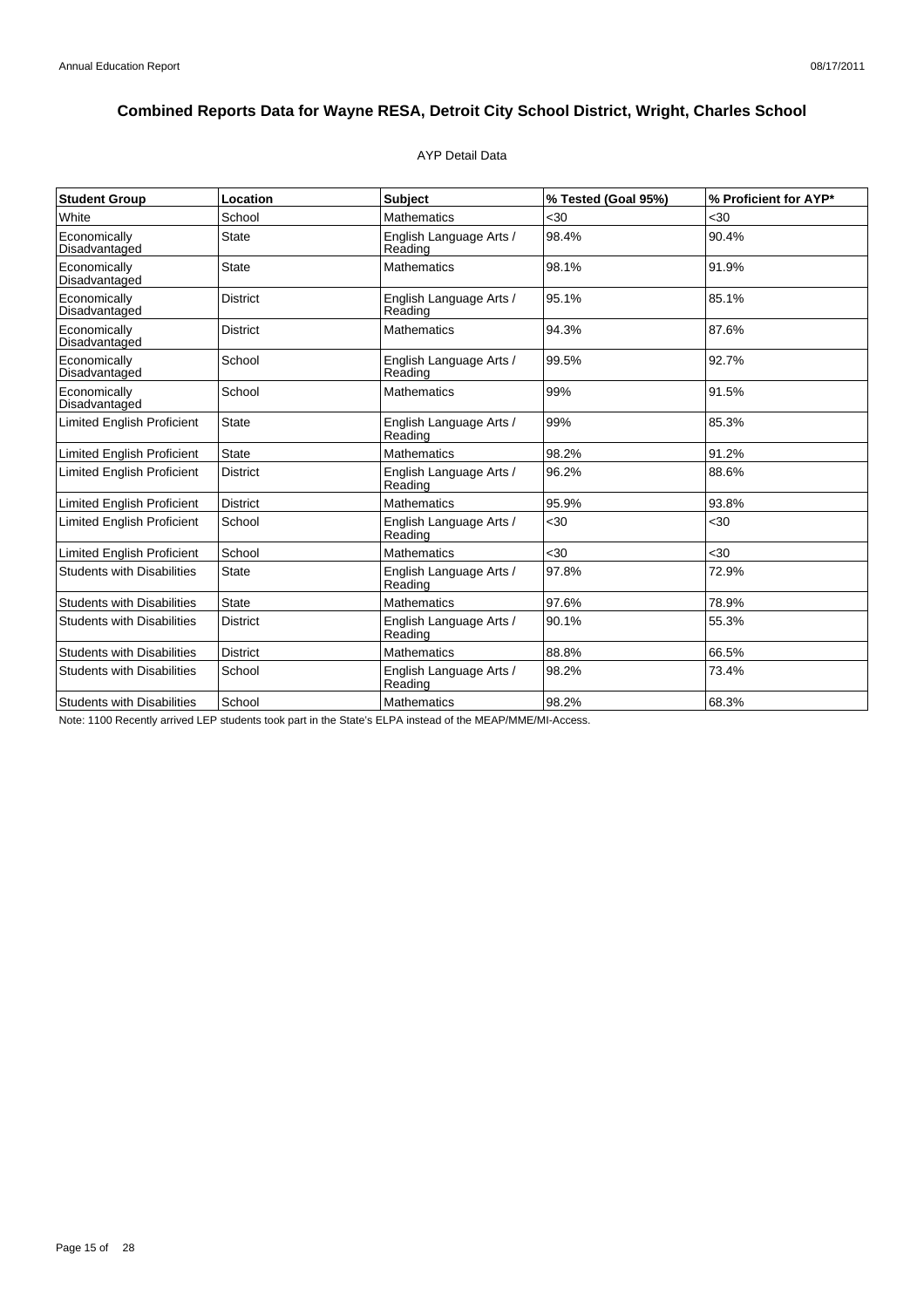# Combined Reports Data for Wayne RESA, Detroit City School District, Wright, Charles School

AYP Detail Data

| Student Group | Location | Subject | % Tested (Goal 95%) | % Proficient for AYP* |
|---|---|---|---|---|
| White | School | Mathematics | <30 | <30 |
| Economically Disadvantaged | State | English Language Arts / Reading | 98.4% | 90.4% |
| Economically Disadvantaged | State | Mathematics | 98.1% | 91.9% |
| Economically Disadvantaged | District | English Language Arts / Reading | 95.1% | 85.1% |
| Economically Disadvantaged | District | Mathematics | 94.3% | 87.6% |
| Economically Disadvantaged | School | English Language Arts / Reading | 99.5% | 92.7% |
| Economically Disadvantaged | School | Mathematics | 99% | 91.5% |
| Limited English Proficient | State | English Language Arts / Reading | 99% | 85.3% |
| Limited English Proficient | State | Mathematics | 98.2% | 91.2% |
| Limited English Proficient | District | English Language Arts / Reading | 96.2% | 88.6% |
| Limited English Proficient | District | Mathematics | 95.9% | 93.8% |
| Limited English Proficient | School | English Language Arts / Reading | <30 | <30 |
| Limited English Proficient | School | Mathematics | <30 | <30 |
| Students with Disabilities | State | English Language Arts / Reading | 97.8% | 72.9% |
| Students with Disabilities | State | Mathematics | 97.6% | 78.9% |
| Students with Disabilities | District | English Language Arts / Reading | 90.1% | 55.3% |
| Students with Disabilities | District | Mathematics | 88.8% | 66.5% |
| Students with Disabilities | School | English Language Arts / Reading | 98.2% | 73.4% |
| Students with Disabilities | School | Mathematics | 98.2% | 68.3% |

Note: 1100 Recently arrived LEP students took part in the State's ELPA instead of the MEAP/MME/MI-Access.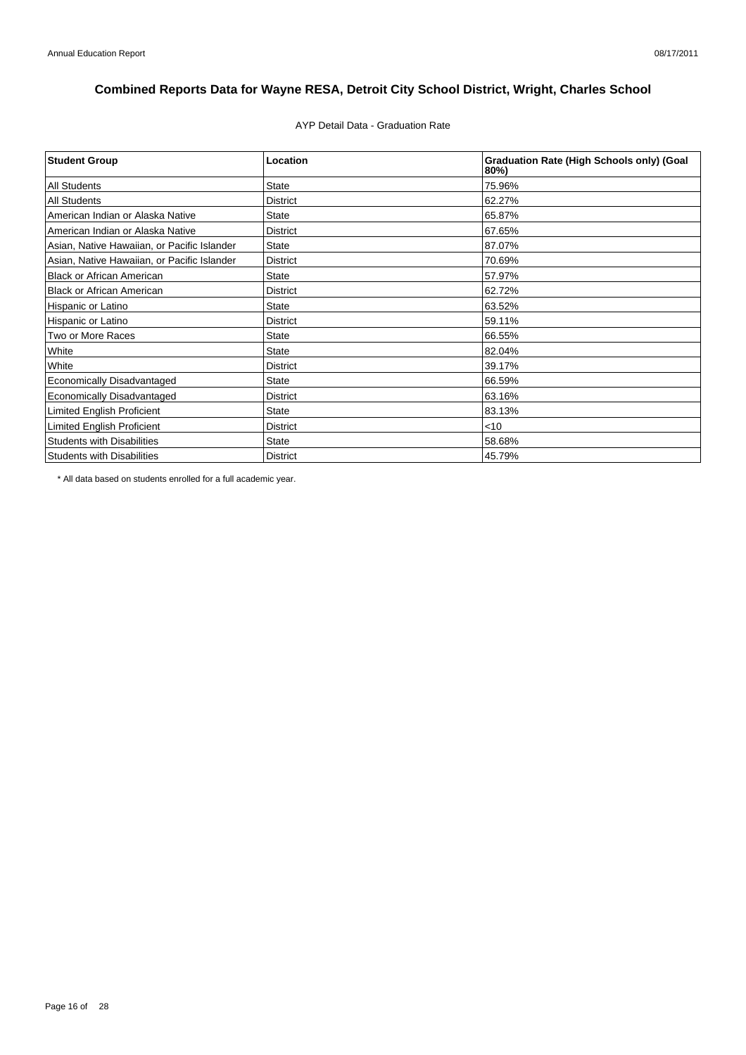# Combined Reports Data for Wayne RESA, Detroit City School District, Wright, Charles School

AYP Detail Data - Graduation Rate

| Student Group | Location | Graduation Rate (High Schools only) (Goal 80%) |
|---|---|---|
| All Students | State | 75.96% |
| All Students | District | 62.27% |
| American Indian or Alaska Native | State | 65.87% |
| American Indian or Alaska Native | District | 67.65% |
| Asian, Native Hawaiian, or Pacific Islander | State | 87.07% |
| Asian, Native Hawaiian, or Pacific Islander | District | 70.69% |
| Black or African American | State | 57.97% |
| Black or African American | District | 62.72% |
| Hispanic or Latino | State | 63.52% |
| Hispanic or Latino | District | 59.11% |
| Two or More Races | State | 66.55% |
| White | State | 82.04% |
| White | District | 39.17% |
| Economically Disadvantaged | State | 66.59% |
| Economically Disadvantaged | District | 63.16% |
| Limited English Proficient | State | 83.13% |
| Limited English Proficient | District | <10 |
| Students with Disabilities | State | 58.68% |
| Students with Disabilities | District | 45.79% |

* All data based on students enrolled for a full academic year.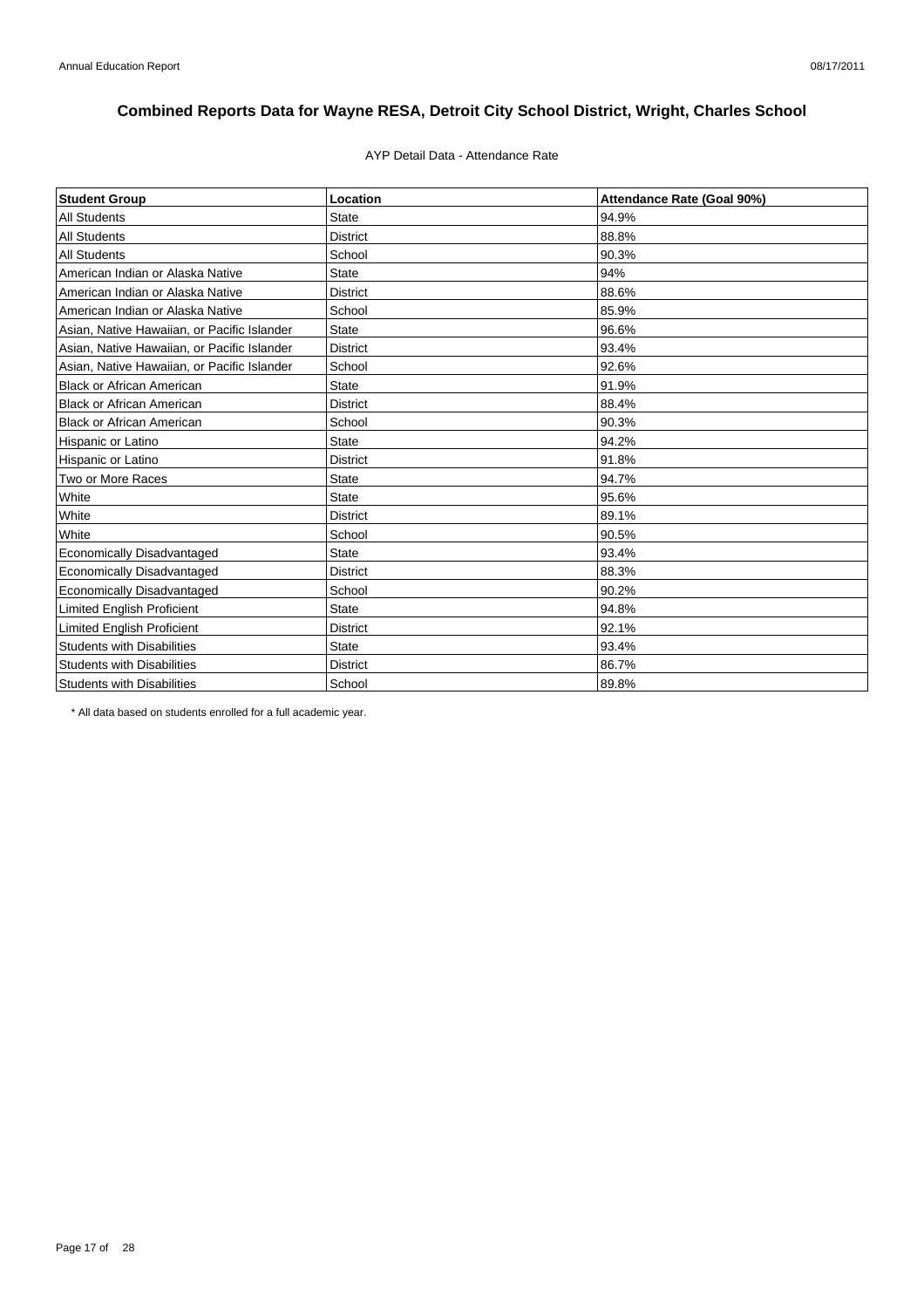# Combined Reports Data for Wayne RESA, Detroit City School District, Wright, Charles School

AYP Detail Data - Attendance Rate

| Student Group | Location | Attendance Rate (Goal 90%) |
|---|---|---|
| All Students | State | 94.9% |
| All Students | District | 88.8% |
| All Students | School | 90.3% |
| American Indian or Alaska Native | State | 94% |
| American Indian or Alaska Native | District | 88.6% |
| American Indian or Alaska Native | School | 85.9% |
| Asian, Native Hawaiian, or Pacific Islander | State | 96.6% |
| Asian, Native Hawaiian, or Pacific Islander | District | 93.4% |
| Asian, Native Hawaiian, or Pacific Islander | School | 92.6% |
| Black or African American | State | 91.9% |
| Black or African American | District | 88.4% |
| Black or African American | School | 90.3% |
| Hispanic or Latino | State | 94.2% |
| Hispanic or Latino | District | 91.8% |
| Two or More Races | State | 94.7% |
| White | State | 95.6% |
| White | District | 89.1% |
| White | School | 90.5% |
| Economically Disadvantaged | State | 93.4% |
| Economically Disadvantaged | District | 88.3% |
| Economically Disadvantaged | School | 90.2% |
| Limited English Proficient | State | 94.8% |
| Limited English Proficient | District | 92.1% |
| Students with Disabilities | State | 93.4% |
| Students with Disabilities | District | 86.7% |
| Students with Disabilities | School | 89.8% |

* All data based on students enrolled for a full academic year.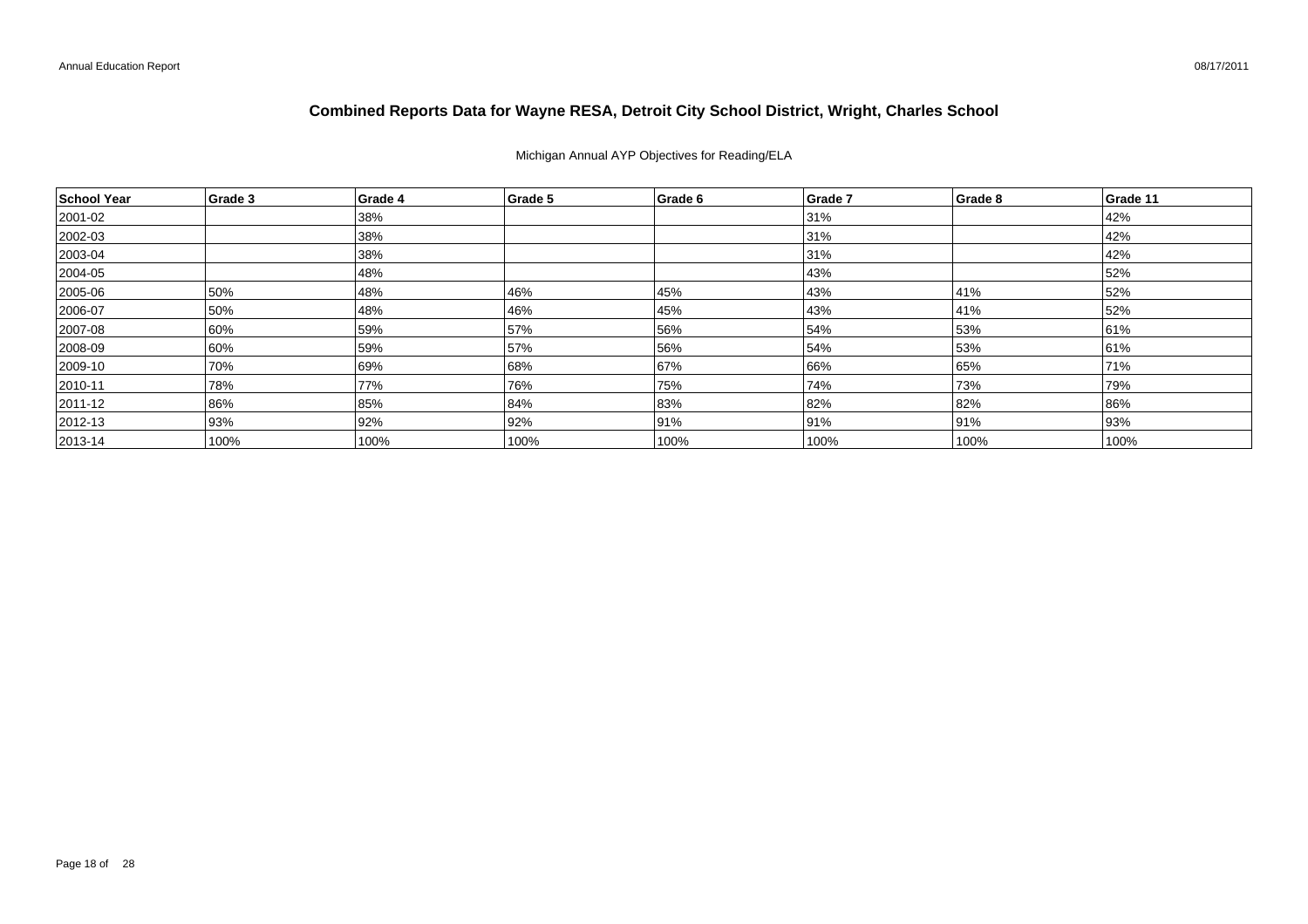# Combined Reports Data for Wayne RESA, Detroit City School District, Wright, Charles School

Michigan Annual AYP Objectives for Reading/ELA

| School Year | Grade 3 | Grade 4 | Grade 5 | Grade 6 | Grade 7 | Grade 8 | Grade 11 |
|---|---|---|---|---|---|---|---|
| 2001-02 | | 38% | | | 31% | | 42% |
| 2002-03 | | 38% | | | 31% | | 42% |
| 2003-04 | | 38% | | | 31% | | 42% |
| 2004-05 | | 48% | | | 43% | | 52% |
| 2005-06 | 50% | 48% | 46% | 45% | 43% | 41% | 52% |
| 2006-07 | 50% | 48% | 46% | 45% | 43% | 41% | 52% |
| 2007-08 | 60% | 59% | 57% | 56% | 54% | 53% | 61% |
| 2008-09 | 60% | 59% | 57% | 56% | 54% | 53% | 61% |
| 2009-10 | 70% | 69% | 68% | 67% | 66% | 65% | 71% |
| 2010-11 | 78% | 77% | 76% | 75% | 74% | 73% | 79% |
| 2011-12 | 86% | 85% | 84% | 83% | 82% | 82% | 86% |
| 2012-13 | 93% | 92% | 92% | 91% | 91% | 91% | 93% |
| 2013-14 | 100% | 100% | 100% | 100% | 100% | 100% | 100% |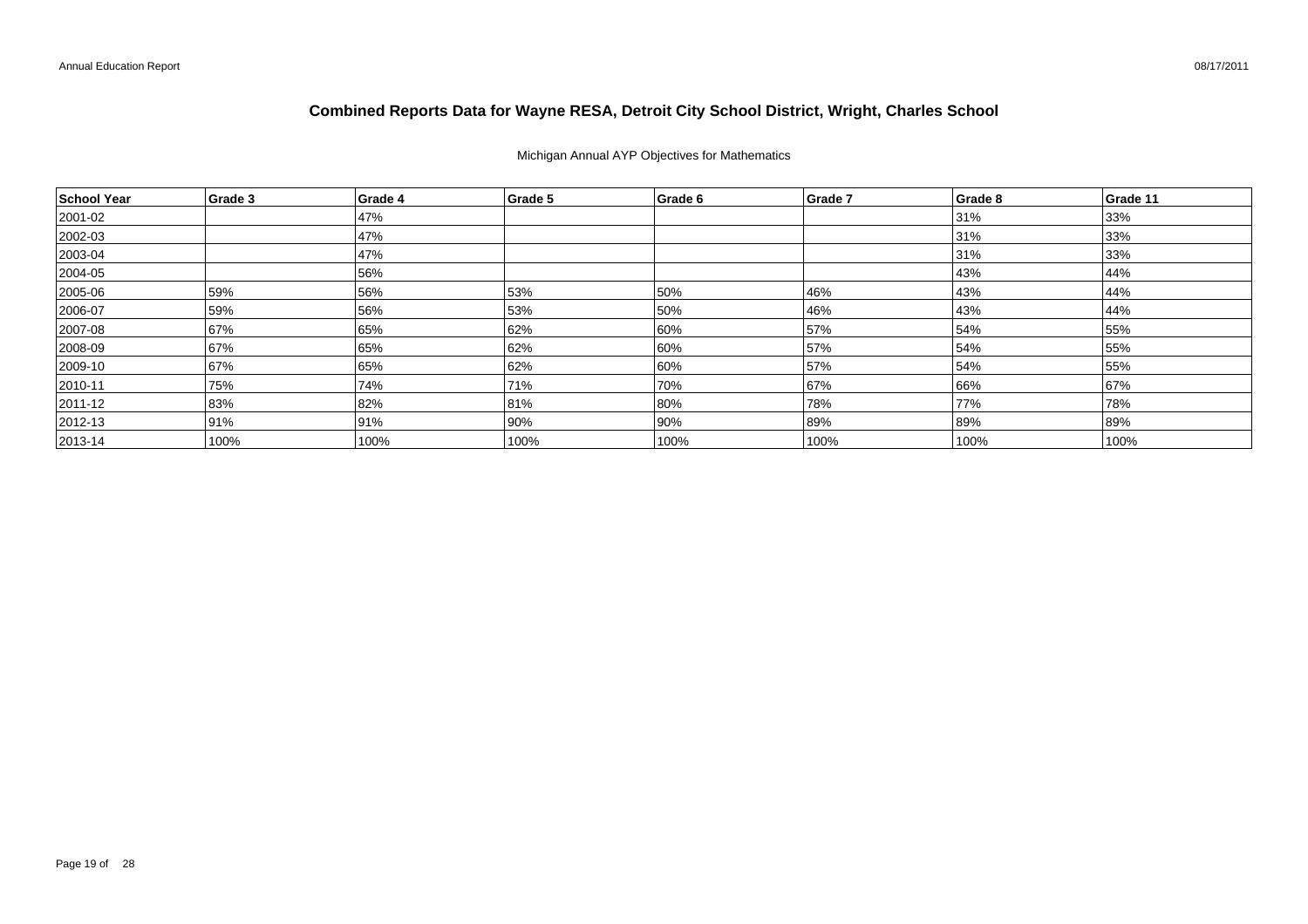# Combined Reports Data for Wayne RESA, Detroit City School District, Wright, Charles School

Michigan Annual AYP Objectives for Mathematics

| School Year | Grade 3 | Grade 4 | Grade 5 | Grade 6 | Grade 7 | Grade 8 | Grade 11 |
|---|---|---|---|---|---|---|---|
| 2001-02 | | 47% | | | | 31% | 33% |
| 2002-03 | | 47% | | | | 31% | 33% |
| 2003-04 | | 47% | | | | 31% | 33% |
| 2004-05 | | 56% | | | | 43% | 44% |
| 2005-06 | 59% | 56% | 53% | 50% | 46% | 43% | 44% |
| 2006-07 | 59% | 56% | 53% | 50% | 46% | 43% | 44% |
| 2007-08 | 67% | 65% | 62% | 60% | 57% | 54% | 55% |
| 2008-09 | 67% | 65% | 62% | 60% | 57% | 54% | 55% |
| 2009-10 | 67% | 65% | 62% | 60% | 57% | 54% | 55% |
| 2010-11 | 75% | 74% | 71% | 70% | 67% | 66% | 67% |
| 2011-12 | 83% | 82% | 81% | 80% | 78% | 77% | 78% |
| 2012-13 | 91% | 91% | 90% | 90% | 89% | 89% | 89% |
| 2013-14 | 100% | 100% | 100% | 100% | 100% | 100% | 100% |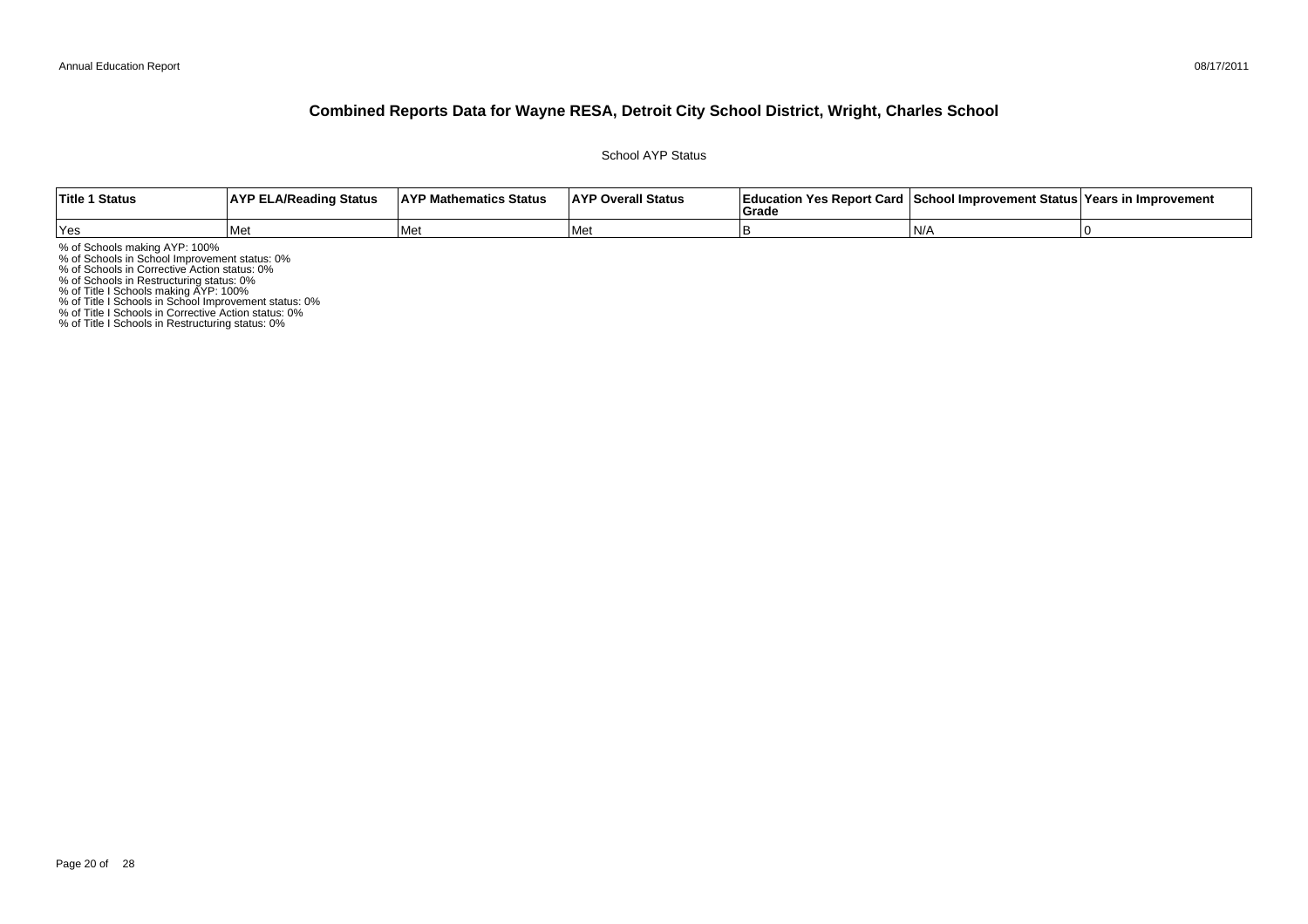# Combined Reports Data for Wayne RESA, Detroit City School District, Wright, Charles School

School AYP Status

| Title 1 Status | AYP ELA/Reading Status | AYP Mathematics Status | AYP Overall Status | Education Yes Report Card Grade | School Improvement Status | Years in Improvement |
|---|---|---|---|---|---|---|
| Yes | Met | Met | Met | B | N/A | 0 |

% of Schools making AYP: 100%
% of Schools in School Improvement status: 0%
% of Schools in Corrective Action status: 0%
% of Schools in Restructuring status: 0%
% of Title I Schools making AYP: 100%
% of Title I Schools in School Improvement status: 0%
% of Title I Schools in Corrective Action status: 0%
% of Title I Schools in Restructuring status: 0%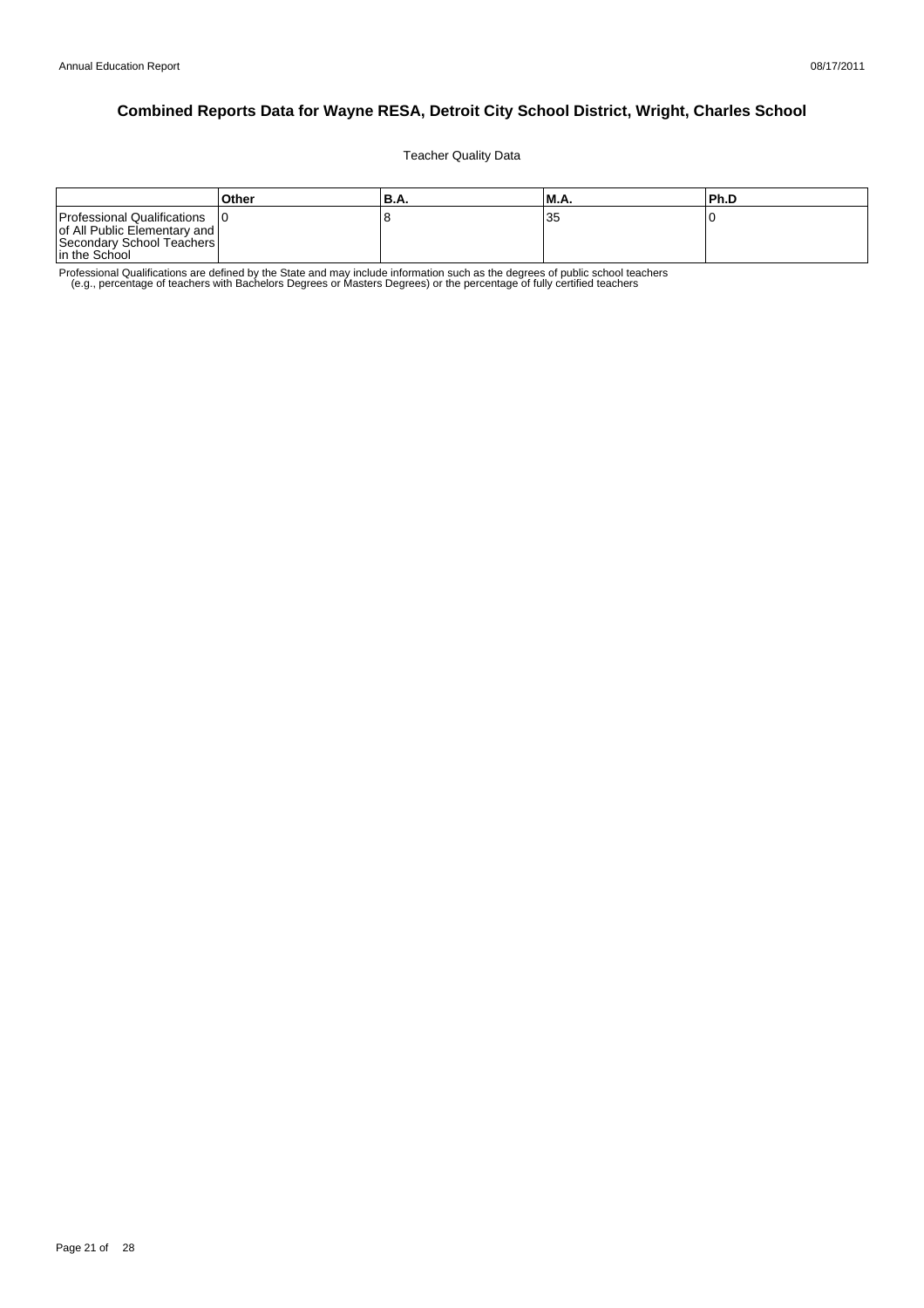# Combined Reports Data for Wayne RESA, Detroit City School District, Wright, Charles School

Teacher Quality Data

| | Other | B.A. | M.A. | Ph.D |
|---|---|---|---|---|
| Professional Qualifications of All Public Elementary and Secondary School Teachers in the School | 0 | 8 | 35 | 0 |

Professional Qualifications are defined by the State and may include information such as the degrees of public school teachers (e.g., percentage of teachers with Bachelors Degrees or Masters Degrees) or the percentage of fully certified teachers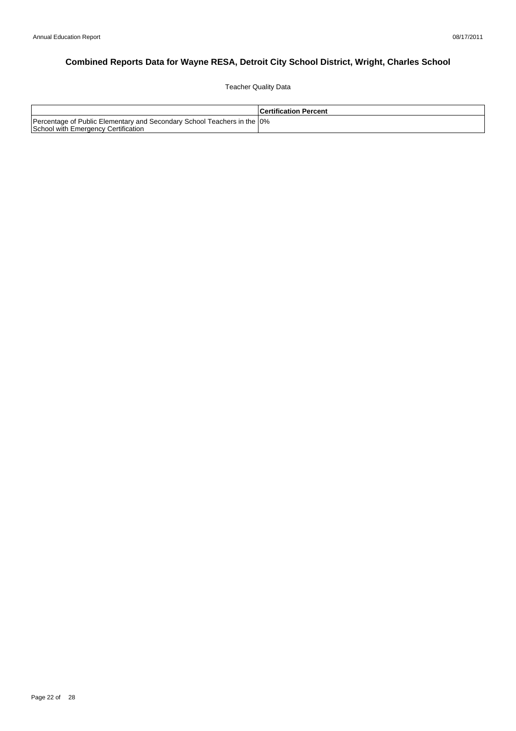# Combined Reports Data for Wayne RESA, Detroit City School District, Wright, Charles School

Teacher Quality Data

| | Certification Percent |
| --- | --- |
| Percentage of Public Elementary and Secondary School Teachers in the School with Emergency Certification | 0% |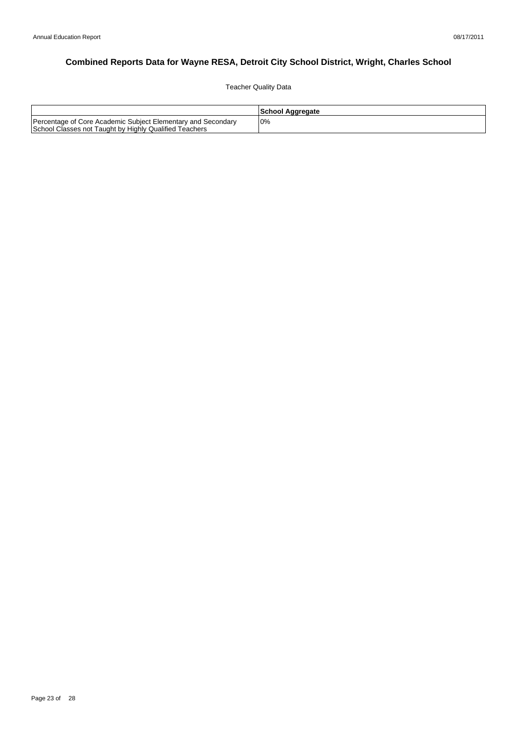# Combined Reports Data for Wayne RESA, Detroit City School District, Wright, Charles School

Teacher Quality Data

| | School Aggregate |
|---|---|
| Percentage of Core Academic Subject Elementary and Secondary School Classes not Taught by Highly Qualified Teachers | 0% |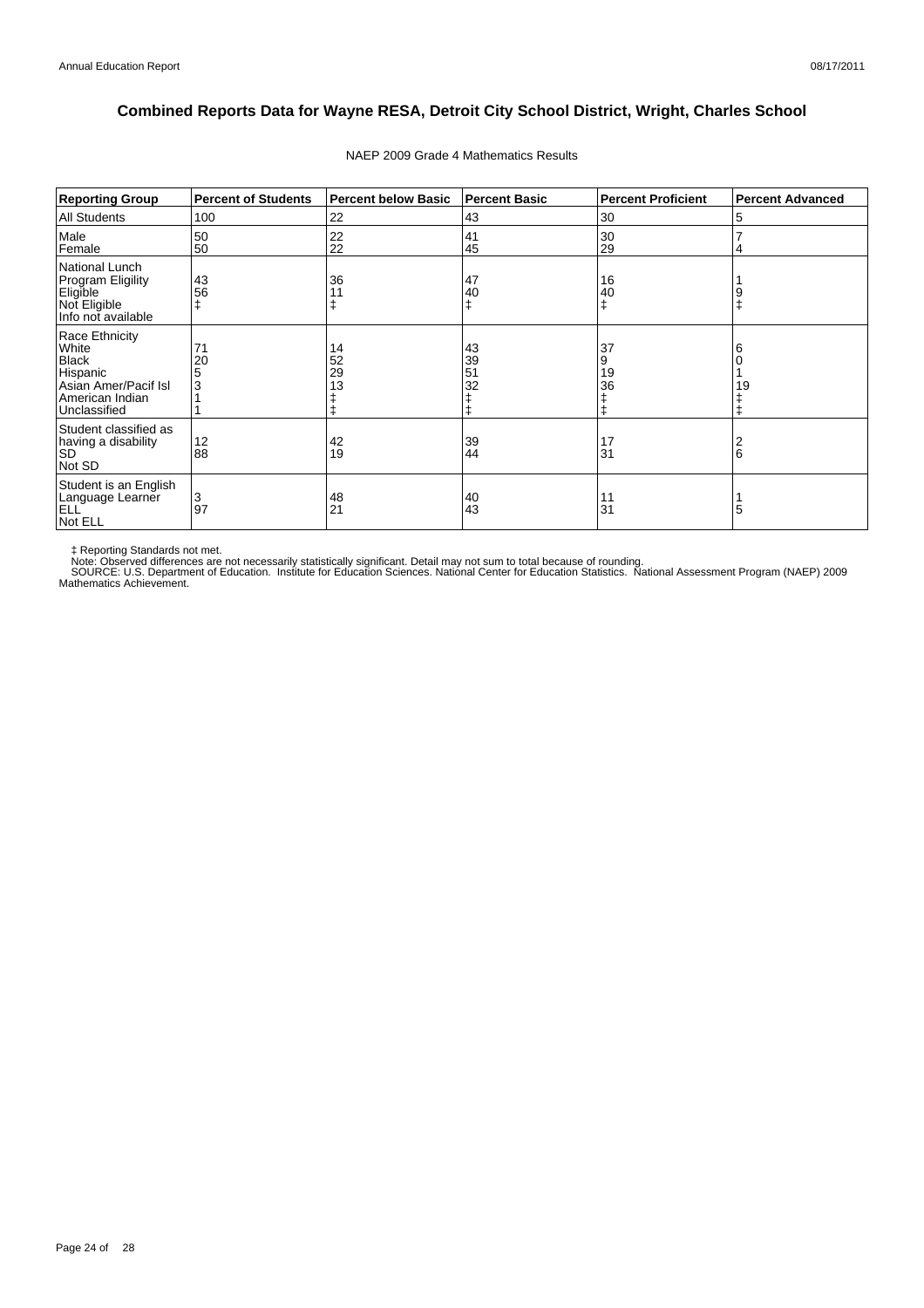# Combined Reports Data for Wayne RESA, Detroit City School District, Wright, Charles School

NAEP 2009 Grade 4 Mathematics Results

| Reporting Group | Percent of Students | Percent below Basic | Percent Basic | Percent Proficient | Percent Advanced |
|---|---|---|---|---|---|
| All Students | 100 | 22 | 43 | 30 | 5 |
| Male | 50 | 22 | 41 | 30 | 7 |
| Female | 50 | 22 | 45 | 29 | 4 |
| National Lunch Program Eligility | | | | | |
| Eligible | 43 | 36 | 47 | 16 | 1 |
| Not Eligible | 56 | 11 | 40 | 40 | 9 |
| Info not available | ‡ | ‡ | ‡ | ‡ | ‡ |
| Race Ethnicity | | | | | |
| White | 71 | 14 | 43 | 37 | 6 |
| Black | 20 | 52 | 39 | 9 | 0 |
| Hispanic | 5 | 29 | 51 | 19 | 1 |
| Asian Amer/Pacif Isl | 3 | 13 | 32 | 36 | 19 |
| American Indian | 1 | ‡ | ‡ | ‡ | ‡ |
| Unclassified | 1 | ‡ | ‡ | ‡ | ‡ |
| Student classified as having a disability | | | | | |
| SD | 12 | 42 | 39 | 17 | 2 |
| Not SD | 88 | 19 | 44 | 31 | 6 |
| Student is an English Language Learner | | | | | |
| ELL | 3 | 48 | 40 | 11 | 1 |
| Not ELL | 97 | 21 | 43 | 31 | 5 |

‡ Reporting Standards not met.
Note: Observed differences are not necessarily statistically significant. Detail may not sum to total because of rounding.
SOURCE: U.S. Department of Education. Institute for Education Sciences. National Center for Education Statistics. National Assessment Program (NAEP) 2009 Mathematics Achievement.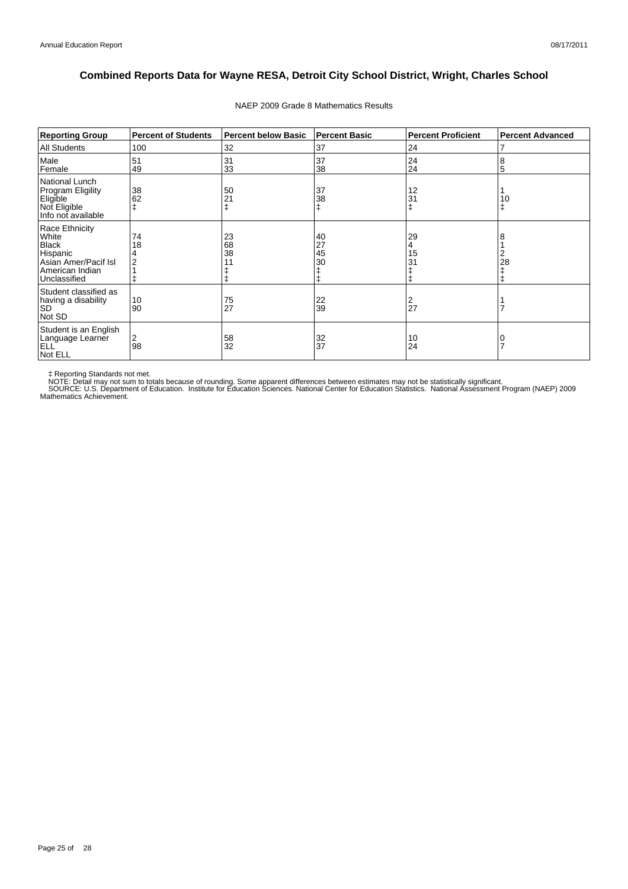# Combined Reports Data for Wayne RESA, Detroit City School District, Wright, Charles School

NAEP 2009 Grade 8 Mathematics Results

| Reporting Group | Percent of Students | Percent below Basic | Percent Basic | Percent Proficient | Percent Advanced |
|---|---|---|---|---|---|
| All Students | 100 | 32 | 37 | 24 | 7 |
| Male | 51 | 31 | 37 | 24 | 8 |
| Female | 49 | 33 | 38 | 24 | 5 |
| National Lunch Program Eligility | | | | | |
| Eligible | 38 | 50 | 37 | 12 | 1 |
| Not Eligible | 62 | 21 | 38 | 31 | 10 |
| Info not available | ‡ | ‡ | ‡ | ‡ | ‡ |
| Race Ethnicity | | | | | |
| White | 74 | 23 | 40 | 29 | 8 |
| Black | 18 | 68 | 27 | 4 | 1 |
| Hispanic | 4 | 38 | 45 | 15 | 2 |
| Asian Amer/Pacif Isl | 2 | 11 | 30 | 31 | 28 |
| American Indian | 1 | ‡ | ‡ | ‡ | ‡ |
| Unclassified | ‡ | ‡ | ‡ | ‡ | ‡ |
| Student classified as having a disability | | | | | |
| SD | 10 | 75 | 22 | 2 | 1 |
| Not SD | 90 | 27 | 39 | 27 | 7 |
| Student is an English Language Learner | | | | | |
| ELL | 2 | 58 | 32 | 10 | 0 |
| Not ELL | 98 | 32 | 37 | 24 | 7 |

‡ Reporting Standards not met.
NOTE: Detail may not sum to totals because of rounding. Some apparent differences between estimates may not be statistically significant.
SOURCE: U.S. Department of Education. Institute for Education Sciences. National Center for Education Statistics. National Assessment Program (NAEP) 2009 Mathematics Achievement.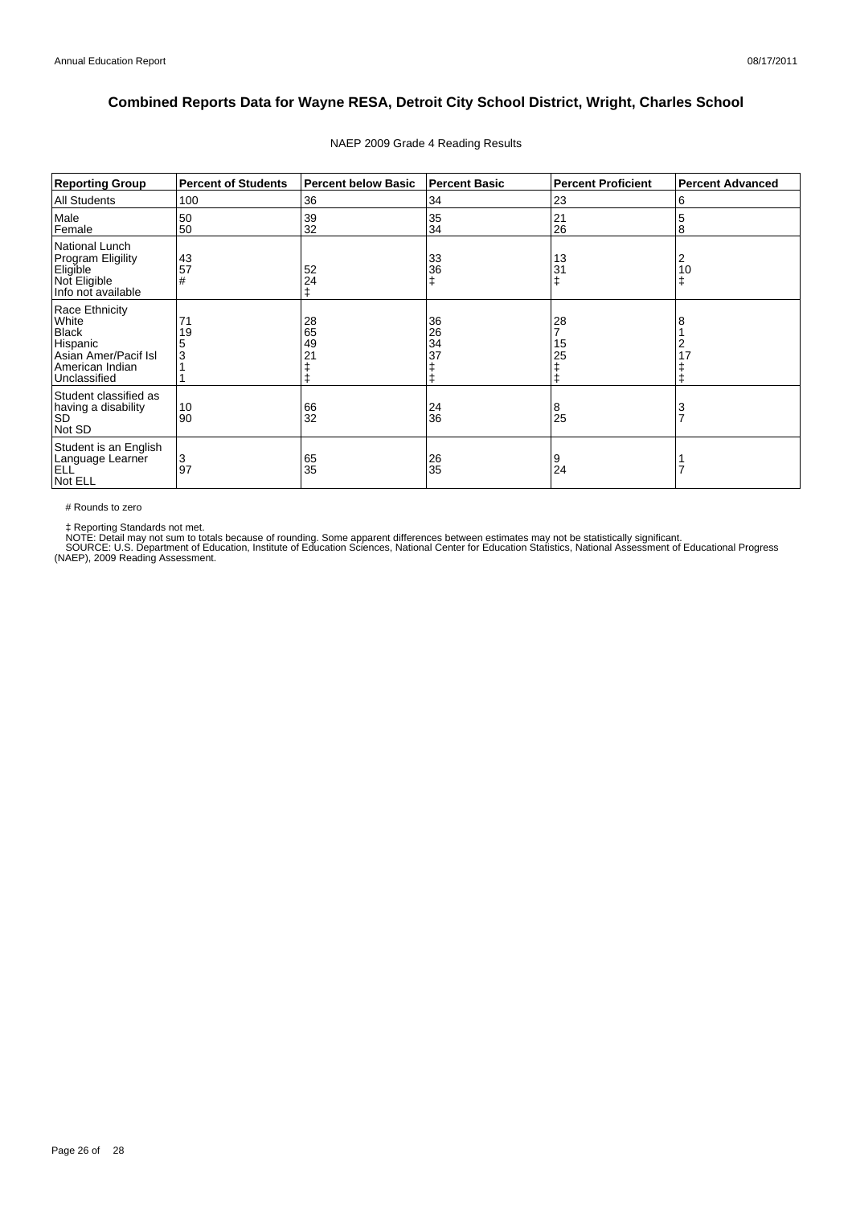# Combined Reports Data for Wayne RESA, Detroit City School District, Wright, Charles School

NAEP 2009 Grade 4 Reading Results

| Reporting Group | Percent of Students | Percent below Basic | Percent Basic | Percent Proficient | Percent Advanced |
|---|---|---|---|---|---|
| All Students | 100 | 36 | 34 | 23 | 6 |
| Male | 50 | 39 | 35 | 21 | 5 |
| Female | 50 | 32 | 34 | 26 | 8 |
| National Lunch Program Eligility | | | | | |
| Eligible | 43 | 52 | 33 | 13 | 2 |
| Not Eligible | 57 | 24 | 36 | 31 | 10 |
| Info not available | # | ‡ | ‡ | ‡ | ‡ |
| Race Ethnicity | | | | | |
| White | 71 | 28 | 36 | 28 | 8 |
| Black | 19 | 65 | 26 | 7 | 1 |
| Hispanic | 5 | 49 | 34 | 15 | 2 |
| Asian Amer/Pacif Isl | 3 | 21 | 37 | 25 | 17 |
| American Indian | 1 | ‡ | ‡ | ‡ | ‡ |
| Unclassified | 1 | ‡ | ‡ | ‡ | ‡ |
| Student classified as having a disability | | | | | |
| SD | 10 | 66 | 24 | 8 | 3 |
| Not SD | 90 | 32 | 36 | 25 | 7 |
| Student is an English Language Learner | | | | | |
| ELL | 3 | 65 | 26 | 9 | 1 |
| Not ELL | 97 | 35 | 35 | 24 | 7 |

# Rounds to zero

‡ Reporting Standards not met.
NOTE: Detail may not sum to totals because of rounding. Some apparent differences between estimates may not be statistically significant.
SOURCE: U.S. Department of Education, Institute of Education Sciences, National Center for Education Statistics, National Assessment of Educational Progress (NAEP), 2009 Reading Assessment.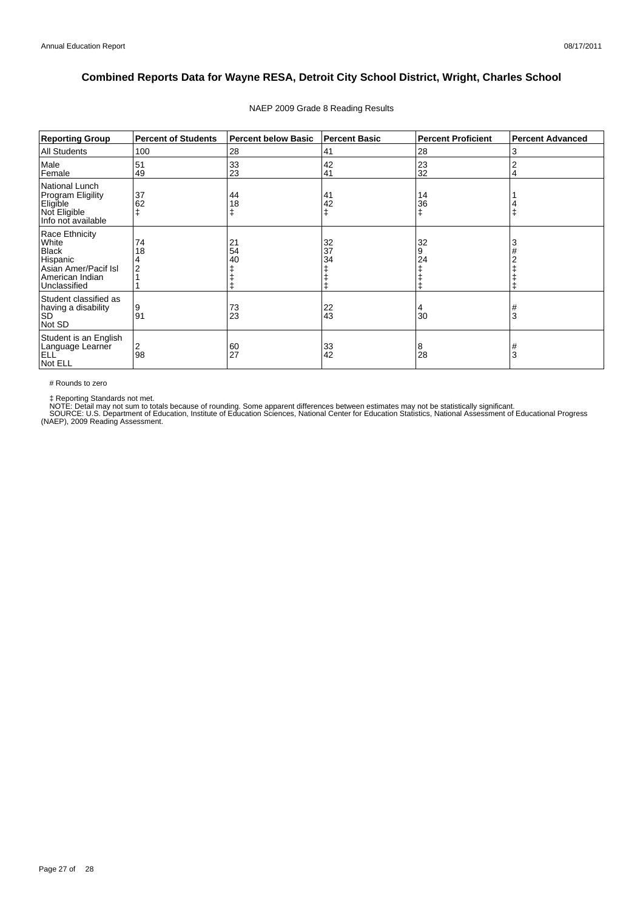# Combined Reports Data for Wayne RESA, Detroit City School District, Wright, Charles School

NAEP 2009 Grade 8 Reading Results

| Reporting Group | Percent of Students | Percent below Basic | Percent Basic | Percent Proficient | Percent Advanced |
|---|---|---|---|---|---|
| All Students | 100 | 28 | 41 | 28 | 3 |
| Male | 51 | 33 | 42 | 23 | 2 |
| Female | 49 | 23 | 41 | 32 | 4 |
| National Lunch Program Eligility | | | | | |
| Eligible | 37 | 44 | 41 | 14 | 1 |
| Not Eligible | 62 | 18 | 42 | 36 | 4 |
| Info not available | ‡ | ‡ | ‡ | ‡ | ‡ |
| Race Ethnicity | | | | | |
| White | 74 | 21 | 32 | 32 | 3 |
| Black | 18 | 54 | 37 | 9 | # |
| Hispanic | 4 | 40 | 34 | 24 | 2 |
| Asian Amer/Pacif Isl | 2 | ‡ | ‡ | ‡ | ‡ |
| American Indian | 1 | ‡ | ‡ | ‡ | ‡ |
| Unclassified | 1 | ‡ | ‡ | ‡ | ‡ |
| Student classified as having a disability | | | | | |
| SD | 9 | 73 | 22 | 4 | # |
| Not SD | 91 | 23 | 43 | 30 | 3 |
| Student is an English Language Learner | | | | | |
| ELL | 2 | 60 | 33 | 8 | # |
| Not ELL | 98 | 27 | 42 | 28 | 3 |

# Rounds to zero

‡ Reporting Standards not met.

NOTE: Detail may not sum to totals because of rounding. Some apparent differences between estimates may not be statistically significant.

SOURCE: U.S. Department of Education, Institute of Education Sciences, National Center for Education Statistics, National Assessment of Educational Progress (NAEP), 2009 Reading Assessment.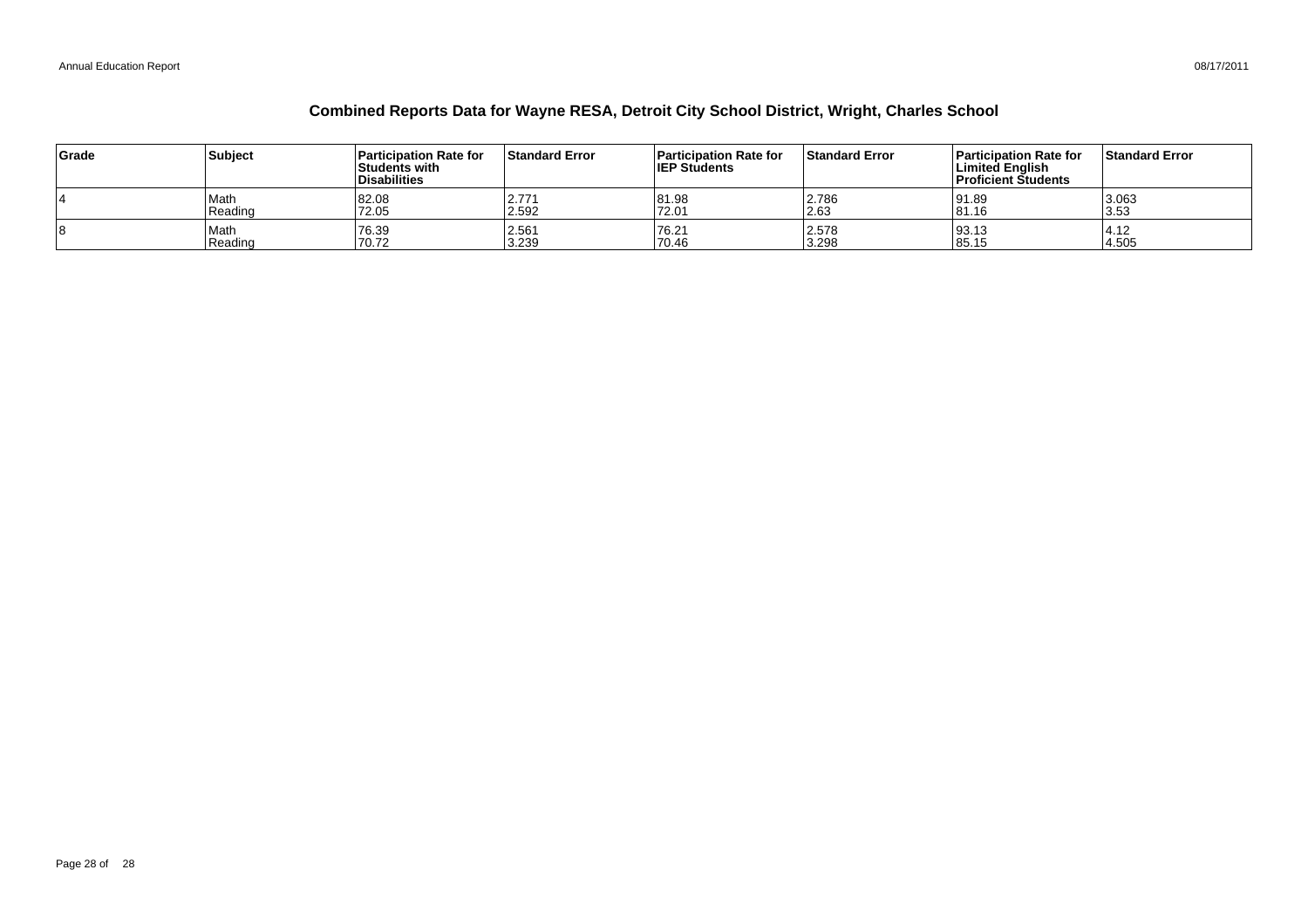# Combined Reports Data for Wayne RESA, Detroit City School District, Wright, Charles School

| Grade | Subject | Participation Rate for Students with Disabilities | Standard Error | Participation Rate for IEP Students | Standard Error | Participation Rate for Limited English Proficient Students | Standard Error |
|---|---|---|---|---|---|---|---|
| 4 | Math<br>Reading | 82.08<br>72.05 | 2.771<br>2.592 | 81.98<br>72.01 | 2.786<br>2.63 | 91.89<br>81.16 | 3.063<br>3.53 |
| 8 | Math<br>Reading | 76.39<br>70.72 | 2.561<br>3.239 | 76.21<br>70.46 | 2.578<br>3.298 | 93.13<br>85.15 | 4.12<br>4.505 |